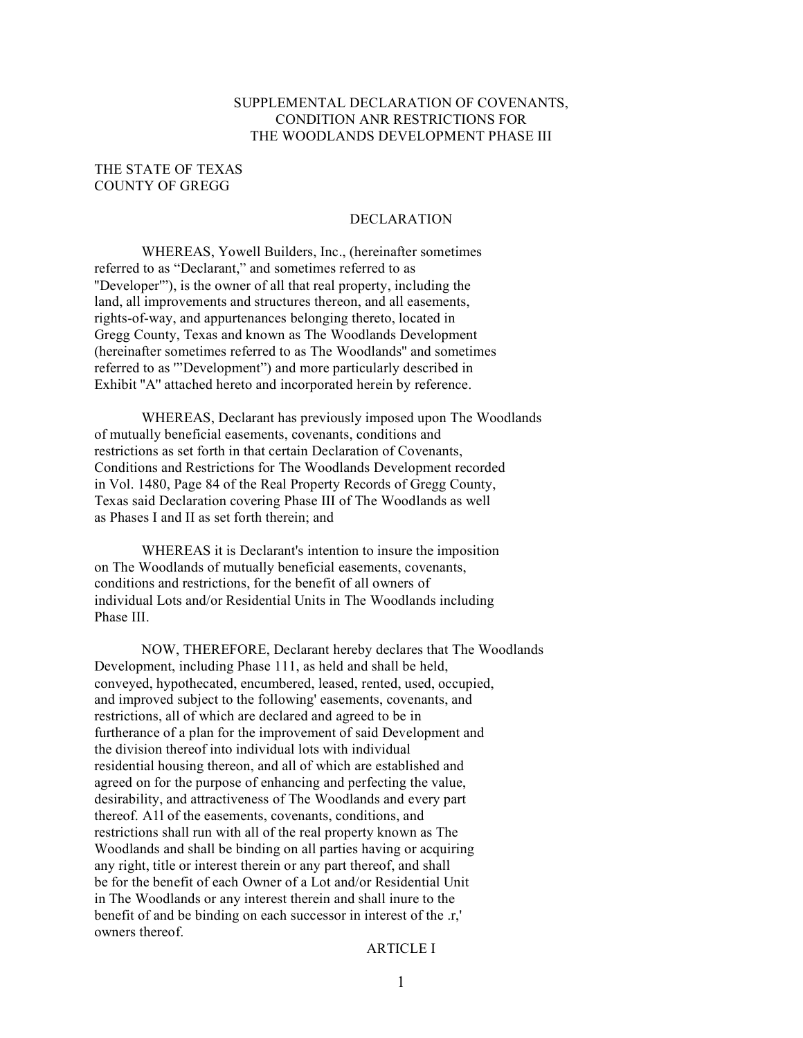# SUPPLEMENTAL DECLARATION OF COVENANTS, CONDITION ANR RESTRICTIONS FOR THE WOODLANDS DEVELOPMENT PHASE III

THE STATE OF TEXAS
COUNTY OF GREGG

## DECLARATION

WHEREAS, Yowell Builders, Inc., (hereinafter sometimes referred to as "Declarant," and sometimes referred to as "Developer'"), is the owner of all that real property, including the land, all improvements and structures thereon, and all easements, rights-of-way, and appurtenances belonging thereto, located in Gregg County, Texas and known as The Woodlands Development (hereinafter sometimes referred to as The Woodlands" and sometimes referred to as '"Development") and more particularly described in Exhibit "A" attached hereto and incorporated herein by reference.

WHEREAS, Declarant has previously imposed upon The Woodlands of mutually beneficial easements, covenants, conditions and restrictions as set forth in that certain Declaration of Covenants, Conditions and Restrictions for The Woodlands Development recorded in Vol. 1480, Page 84 of the Real Property Records of Gregg County, Texas said Declaration covering Phase III of The Woodlands as well as Phases I and II as set forth therein; and

WHEREAS it is Declarant's intention to insure the imposition on The Woodlands of mutually beneficial easements, covenants, conditions and restrictions, for the benefit of all owners of individual Lots and/or Residential Units in The Woodlands including Phase III.

NOW, THEREFORE, Declarant hereby declares that The Woodlands Development, including Phase 111, as held and shall be held, conveyed, hypothecated, encumbered, leased, rented, used, occupied, and improved subject to the following' easements, covenants, and restrictions, all of which are declared and agreed to be in furtherance of a plan for the improvement of said Development and the division thereof into individual lots with individual residential housing thereon, and all of which are established and agreed on for the purpose of enhancing and perfecting the value, desirability, and attractiveness of The Woodlands and every part thereof. A1l of the easements, covenants, conditions, and restrictions shall run with all of the real property known as The Woodlands and shall be binding on all parties having or acquiring any right, title or interest therein or any part thereof, and shall be for the benefit of each Owner of a Lot and/or Residential Unit in The Woodlands or any interest therein and shall inure to the benefit of and be binding on each successor in interest of the .r,' owners thereof.

## ARTICLE I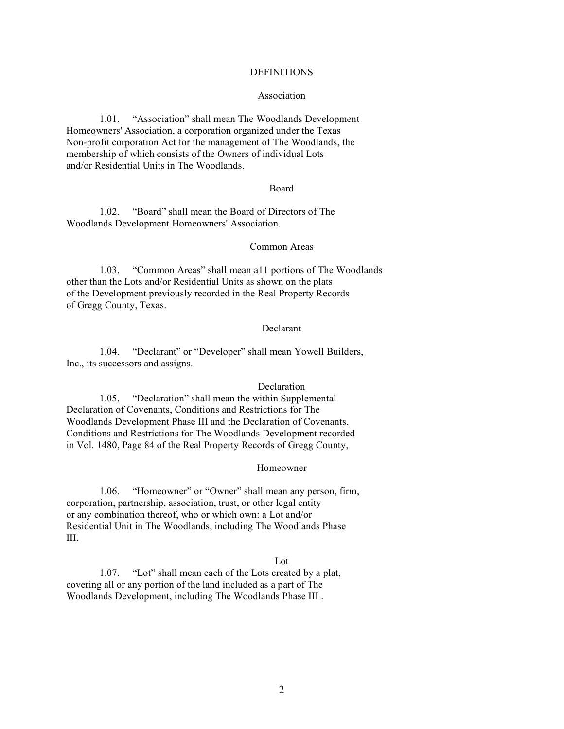# DEFINITIONS

## Association

1.01. "Association" shall mean The Woodlands Development Homeowners' Association, a corporation organized under the Texas Non-profit corporation Act for the management of The Woodlands, the membership of which consists of the Owners of individual Lots and/or Residential Units in The Woodlands.

## Board

1.02. "Board" shall mean the Board of Directors of The Woodlands Development Homeowners' Association.

## Common Areas

1.03. "Common Areas" shall mean a11 portions of The Woodlands other than the Lots and/or Residential Units as shown on the plats of the Development previously recorded in the Real Property Records of Gregg County, Texas.

## Declarant

1.04. "Declarant" or "Developer" shall mean Yowell Builders, Inc., its successors and assigns.

## Declaration

1.05. "Declaration" shall mean the within Supplemental Declaration of Covenants, Conditions and Restrictions for The Woodlands Development Phase III and the Declaration of Covenants, Conditions and Restrictions for The Woodlands Development recorded in Vol. 1480, Page 84 of the Real Property Records of Gregg County,

## Homeowner

1.06. "Homeowner" or "Owner" shall mean any person, firm, corporation, partnership, association, trust, or other legal entity or any combination thereof, who or which own: a Lot and/or Residential Unit in The Woodlands, including The Woodlands Phase III.

## Lot

1.07. "Lot" shall mean each of the Lots created by a plat, covering all or any portion of the land included as a part of The Woodlands Development, including The Woodlands Phase III .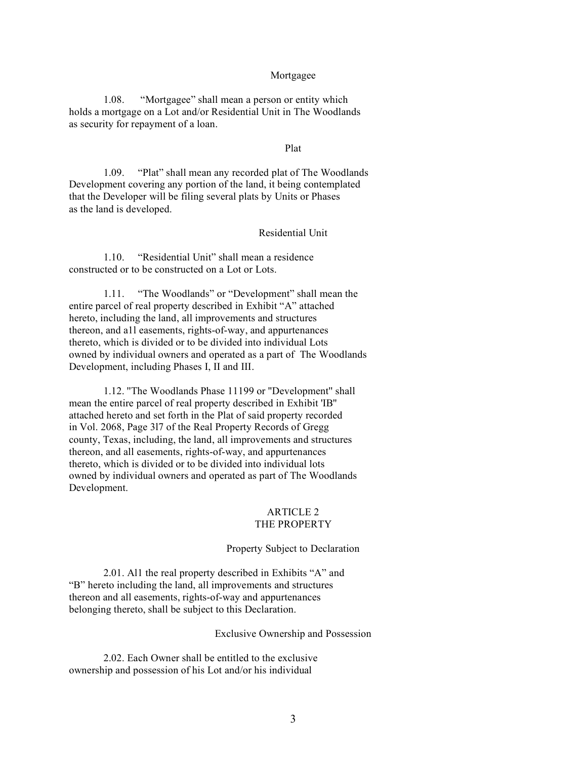Mortgagee

1.08. "Mortgagee" shall mean a person or entity which holds a mortgage on a Lot and/or Residential Unit in The Woodlands as security for repayment of a loan.

Plat

1.09. "Plat" shall mean any recorded plat of The Woodlands Development covering any portion of the land, it being contemplated that the Developer will be filing several plats by Units or Phases as the land is developed.

Residential Unit

1.10. "Residential Unit" shall mean a residence constructed or to be constructed on a Lot or Lots.

1.11. "The Woodlands" or "Development" shall mean the entire parcel of real property described in Exhibit "A" attached hereto, including the land, all improvements and structures thereon, and a1l easements, rights-of-way, and appurtenances thereto, which is divided or to be divided into individual Lots owned by individual owners and operated as a part of The Woodlands Development, including Phases I, II and III.

1.12. "The Woodlands Phase 11199 or "Development" shall mean the entire parcel of real property described in Exhibit 'IB" attached hereto and set forth in the Plat of said property recorded in Vol. 2068, Page 3l7 of the Real Property Records of Gregg county, Texas, including, the land, all improvements and structures thereon, and all easements, rights-of-way, and appurtenances thereto, which is divided or to be divided into individual lots owned by individual owners and operated as part of The Woodlands Development.

## ARTICLE 2
## THE PROPERTY

Property Subject to Declaration

2.01. Al1 the real property described in Exhibits "A" and "B" hereto including the land, all improvements and structures thereon and all easements, rights-of-way and appurtenances belonging thereto, shall be subject to this Declaration.

Exclusive Ownership and Possession

2.02. Each Owner shall be entitled to the exclusive ownership and possession of his Lot and/or his individual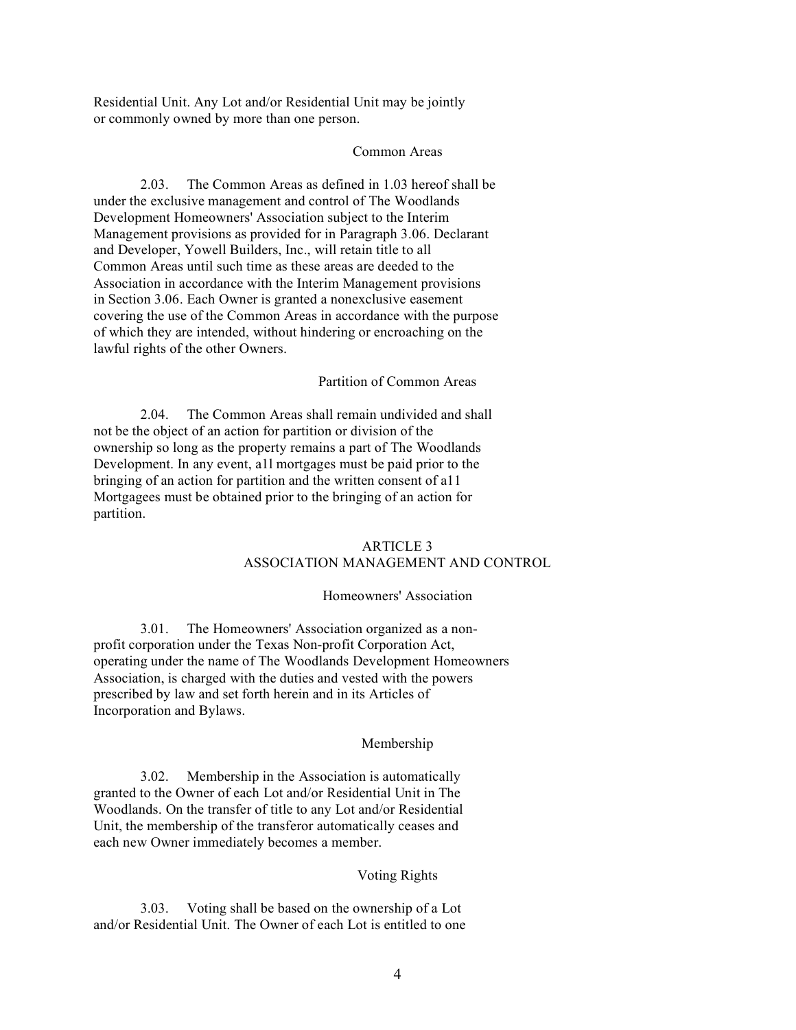Residential Unit. Any Lot and/or Residential Unit may be jointly or commonly owned by more than one person.

### Common Areas

2.03. The Common Areas as defined in 1.03 hereof shall be under the exclusive management and control of The Woodlands Development Homeowners' Association subject to the Interim Management provisions as provided for in Paragraph 3.06. Declarant and Developer, Yowell Builders, Inc., will retain title to all Common Areas until such time as these areas are deeded to the Association in accordance with the Interim Management provisions in Section 3.06. Each Owner is granted a nonexclusive easement covering the use of the Common Areas in accordance with the purpose of which they are intended, without hindering or encroaching on the lawful rights of the other Owners.

### Partition of Common Areas

2.04. The Common Areas shall remain undivided and shall not be the object of an action for partition or division of the ownership so long as the property remains a part of The Woodlands Development. In any event, a1l mortgages must be paid prior to the bringing of an action for partition and the written consent of a11 Mortgagees must be obtained prior to the bringing of an action for partition.

## ARTICLE 3
## ASSOCIATION MANAGEMENT AND CONTROL

### Homeowners' Association

3.01. The Homeowners' Association organized as a non-profit corporation under the Texas Non-profit Corporation Act, operating under the name of The Woodlands Development Homeowners Association, is charged with the duties and vested with the powers prescribed by law and set forth herein and in its Articles of Incorporation and Bylaws.

### Membership

3.02. Membership in the Association is automatically granted to the Owner of each Lot and/or Residential Unit in The Woodlands. On the transfer of title to any Lot and/or Residential Unit, the membership of the transferor automatically ceases and each new Owner immediately becomes a member.

### Voting Rights

3.03. Voting shall be based on the ownership of a Lot and/or Residential Unit. The Owner of each Lot is entitled to one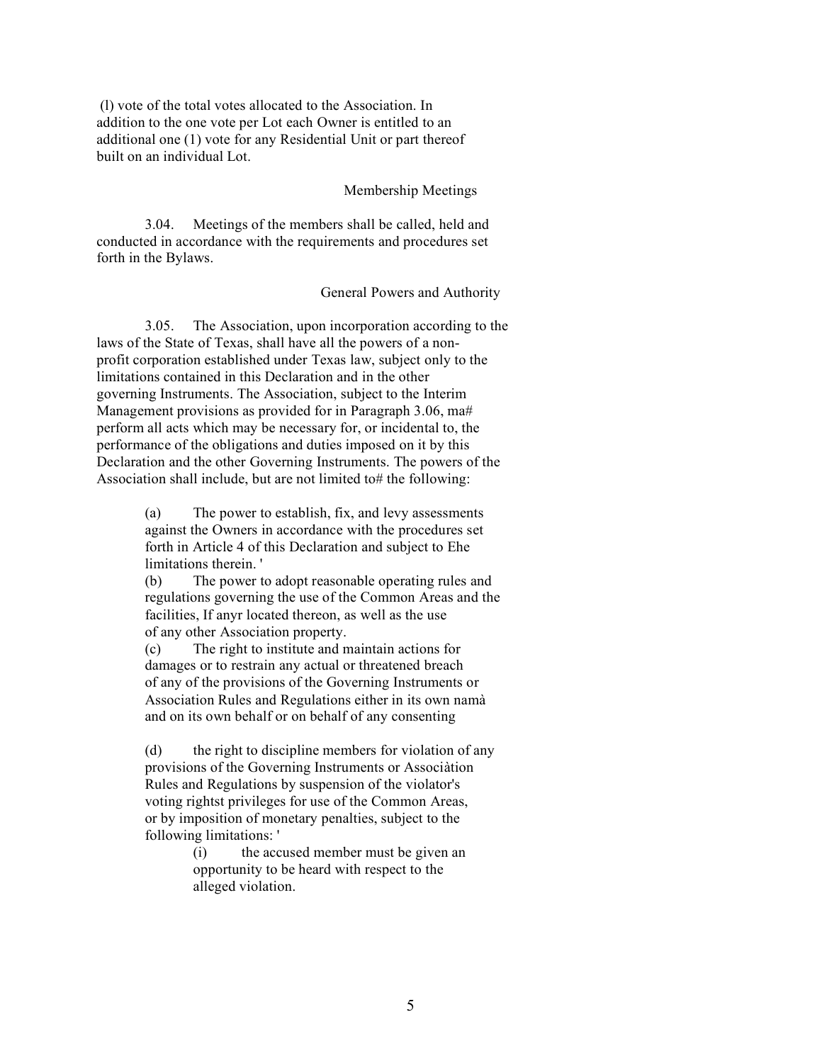(l) vote of the total votes allocated to the Association. In addition to the one vote per Lot each Owner is entitled to an additional one (1) vote for any Residential Unit or part thereof built on an individual Lot.

### Membership Meetings

3.04. Meetings of the members shall be called, held and conducted in accordance with the requirements and procedures set forth in the Bylaws.

### General Powers and Authority

3.05. The Association, upon incorporation according to the laws of the State of Texas, shall have all the powers of a non-profit corporation established under Texas law, subject only to the limitations contained in this Declaration and in the other governing Instruments. The Association, subject to the Interim Management provisions as provided for in Paragraph 3.06, ma# perform all acts which may be necessary for, or incidental to, the performance of the obligations and duties imposed on it by this Declaration and the other Governing Instruments. The powers of the Association shall include, but are not limited to# the following:

(a) The power to establish, fix, and levy assessments against the Owners in accordance with the procedures set forth in Article 4 of this Declaration and subject to Ehe limitations therein. '

(b) The power to adopt reasonable operating rules and regulations governing the use of the Common Areas and the facilities, If anyr located thereon, as well as the use of any other Association property.

(c) The right to institute and maintain actions for damages or to restrain any actual or threatened breach of any of the provisions of the Governing Instruments or Association Rules and Regulations either in its own namà and on its own behalf or on behalf of any consenting

(d) the right to discipline members for violation of any provisions of the Governing Instruments or Associàtion Rules and Regulations by suspension of the violator's voting rightst privileges for use of the Common Areas, or by imposition of monetary penalties, subject to the following limitations: '

(i) the accused member must be given an opportunity to be heard with respect to the alleged violation.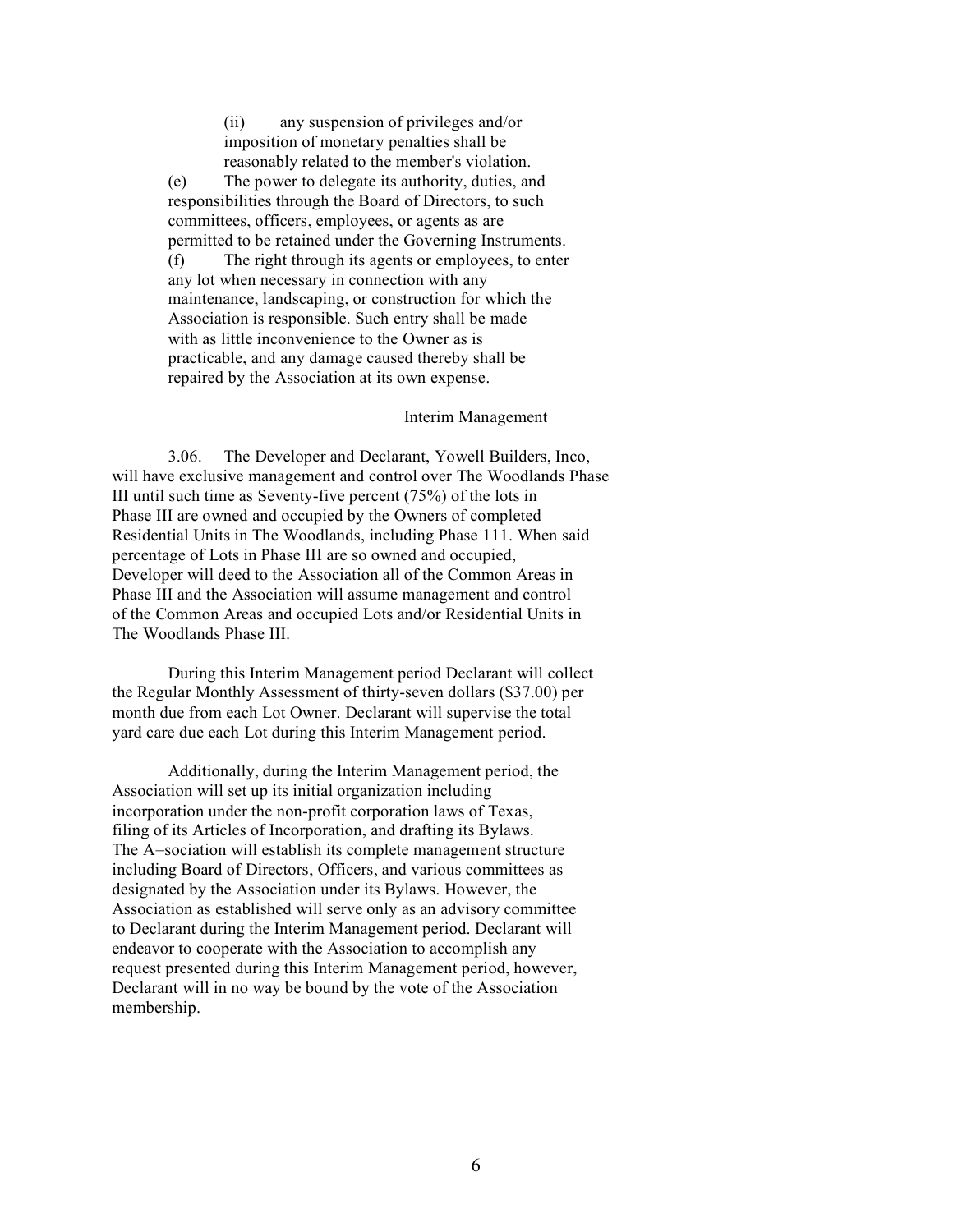(ii) any suspension of privileges and/or imposition of monetary penalties shall be reasonably related to the member's violation.

(e) The power to delegate its authority, duties, and responsibilities through the Board of Directors, to such committees, officers, employees, or agents as are permitted to be retained under the Governing Instruments.

(f) The right through its agents or employees, to enter any lot when necessary in connection with any maintenance, landscaping, or construction for which the Association is responsible. Such entry shall be made with as little inconvenience to the Owner as is practicable, and any damage caused thereby shall be repaired by the Association at its own expense.

### Interim Management

3.06. The Developer and Declarant, Yowell Builders, Inco, will have exclusive management and control over The Woodlands Phase III until such time as Seventy-five percent (75%) of the lots in Phase III are owned and occupied by the Owners of completed Residential Units in The Woodlands, including Phase 111. When said percentage of Lots in Phase III are so owned and occupied, Developer will deed to the Association all of the Common Areas in Phase III and the Association will assume management and control of the Common Areas and occupied Lots and/or Residential Units in The Woodlands Phase III.

During this Interim Management period Declarant will collect the Regular Monthly Assessment of thirty-seven dollars ($37.00) per month due from each Lot Owner. Declarant will supervise the total yard care due each Lot during this Interim Management period.

Additionally, during the Interim Management period, the Association will set up its initial organization including incorporation under the non-profit corporation laws of Texas, filing of its Articles of Incorporation, and drafting its Bylaws. The A=sociation will establish its complete management structure including Board of Directors, Officers, and various committees as designated by the Association under its Bylaws. However, the Association as established will serve only as an advisory committee to Declarant during the Interim Management period. Declarant will endeavor to cooperate with the Association to accomplish any request presented during this Interim Management period, however, Declarant will in no way be bound by the vote of the Association membership.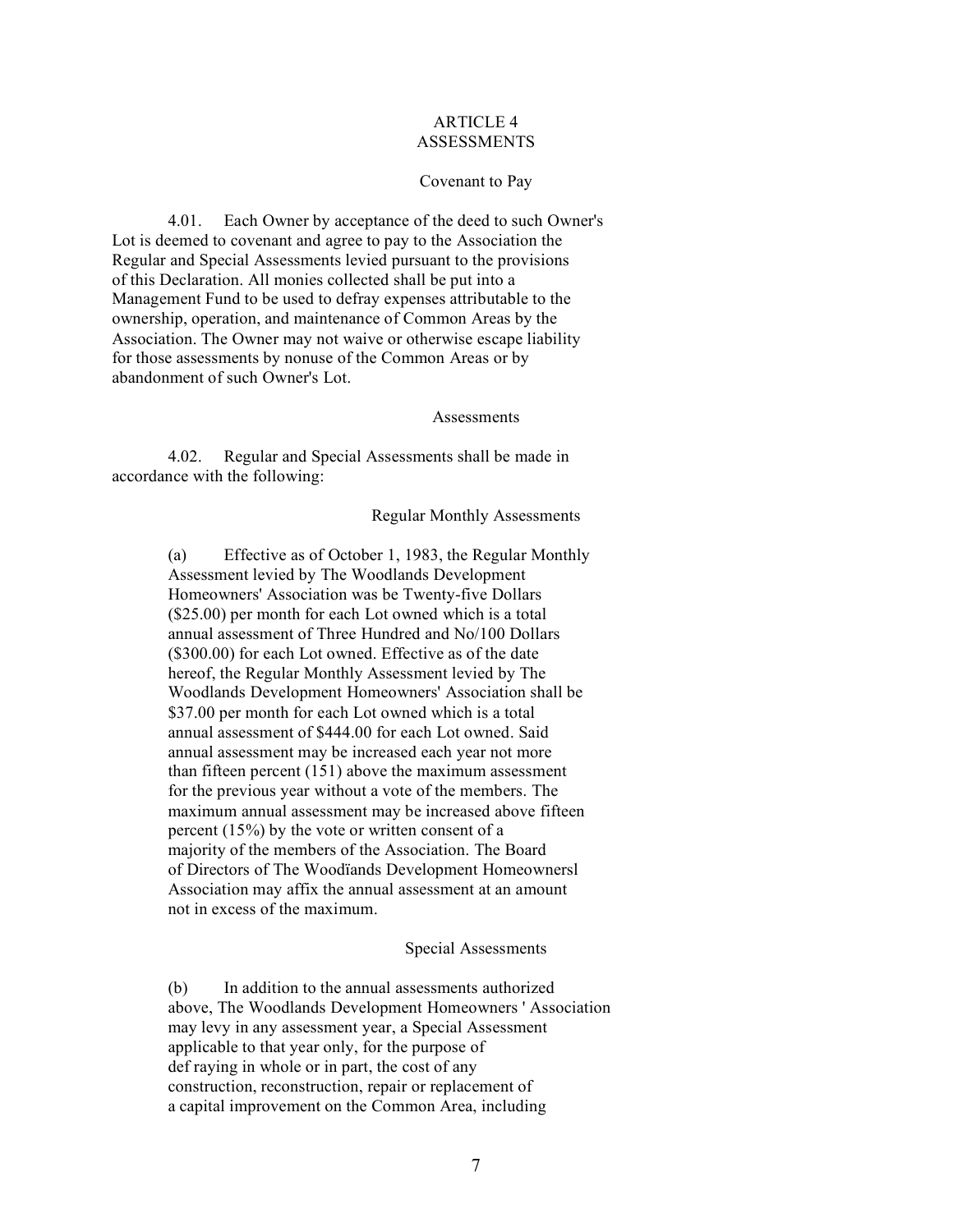## ARTICLE 4
## ASSESSMENTS

### Covenant to Pay

4.01. Each Owner by acceptance of the deed to such Owner's Lot is deemed to covenant and agree to pay to the Association the Regular and Special Assessments levied pursuant to the provisions of this Declaration. All monies collected shall be put into a Management Fund to be used to defray expenses attributable to the ownership, operation, and maintenance of Common Areas by the Association. The Owner may not waive or otherwise escape liability for those assessments by nonuse of the Common Areas or by abandonment of such Owner's Lot.

### Assessments

4.02. Regular and Special Assessments shall be made in accordance with the following:

#### Regular Monthly Assessments

(a) Effective as of October 1, 1983, the Regular Monthly Assessment levied by The Woodlands Development Homeowners' Association was be Twenty-five Dollars ($25.00) per month for each Lot owned which is a total annual assessment of Three Hundred and No/100 Dollars ($300.00) for each Lot owned. Effective as of the date hereof, the Regular Monthly Assessment levied by The Woodlands Development Homeowners' Association shall be $37.00 per month for each Lot owned which is a total annual assessment of $444.00 for each Lot owned. Said annual assessment may be increased each year not more than fifteen percent (151) above the maximum assessment for the previous year without a vote of the members. The maximum annual assessment may be increased above fifteen percent (15%) by the vote or written consent of a majority of the members of the Association. The Board of Directors of The Woodïands Development Homeownersl Association may affix the annual assessment at an amount not in excess of the maximum.

#### Special Assessments

(b) In addition to the annual assessments authorized above, The Woodlands Development Homeowners ' Association may levy in any assessment year, a Special Assessment applicable to that year only, for the purpose of def raying in whole or in part, the cost of any construction, reconstruction, repair or replacement of a capital improvement on the Common Area, including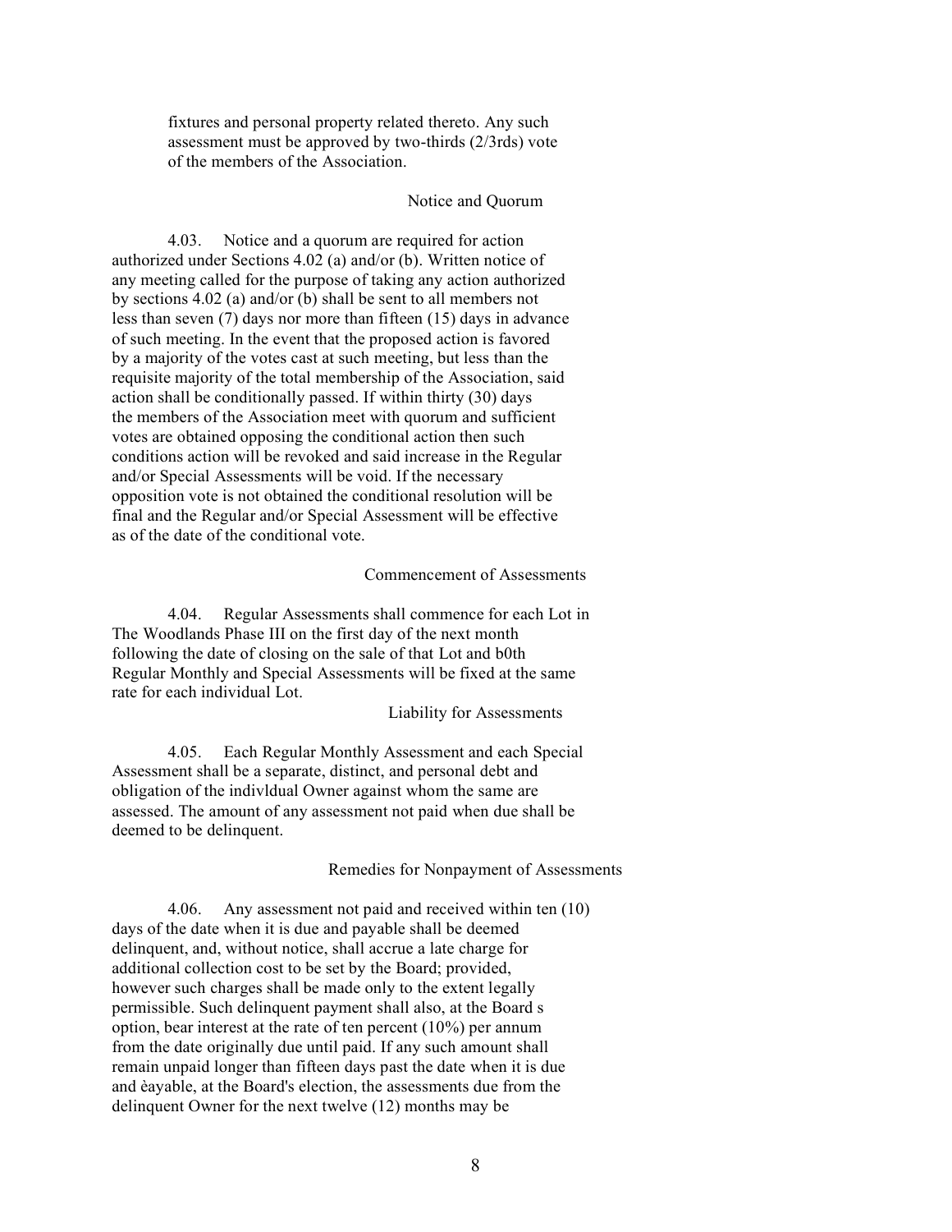fixtures and personal property related thereto. Any such assessment must be approved by two-thirds (2/3rds) vote of the members of the Association.

### Notice and Quorum

4.03. Notice and a quorum are required for action authorized under Sections 4.02 (a) and/or (b). Written notice of any meeting called for the purpose of taking any action authorized by sections 4.02 (a) and/or (b) shall be sent to all members not less than seven (7) days nor more than fifteen (15) days in advance of such meeting. In the event that the proposed action is favored by a majority of the votes cast at such meeting, but less than the requisite majority of the total membership of the Association, said action shall be conditionally passed. If within thirty (30) days the members of the Association meet with quorum and sufficient votes are obtained opposing the conditional action then such conditions action will be revoked and said increase in the Regular and/or Special Assessments will be void. If the necessary opposition vote is not obtained the conditional resolution will be final and the Regular and/or Special Assessment will be effective as of the date of the conditional vote.

### Commencement of Assessments

4.04. Regular Assessments shall commence for each Lot in The Woodlands Phase III on the first day of the next month following the date of closing on the sale of that Lot and b0th Regular Monthly and Special Assessments will be fixed at the same rate for each individual Lot.

### Liability for Assessments

4.05. Each Regular Monthly Assessment and each Special Assessment shall be a separate, distinct, and personal debt and obligation of the indivldual Owner against whom the same are assessed. The amount of any assessment not paid when due shall be deemed to be delinquent.

### Remedies for Nonpayment of Assessments

4.06. Any assessment not paid and received within ten (10) days of the date when it is due and payable shall be deemed delinquent, and, without notice, shall accrue a late charge for additional collection cost to be set by the Board; provided, however such charges shall be made only to the extent legally permissible. Such delinquent payment shall also, at the Board s option, bear interest at the rate of ten percent (10%) per annum from the date originally due until paid. If any such amount shall remain unpaid longer than fifteen days past the date when it is due and èayable, at the Board's election, the assessments due from the delinquent Owner for the next twelve (12) months may be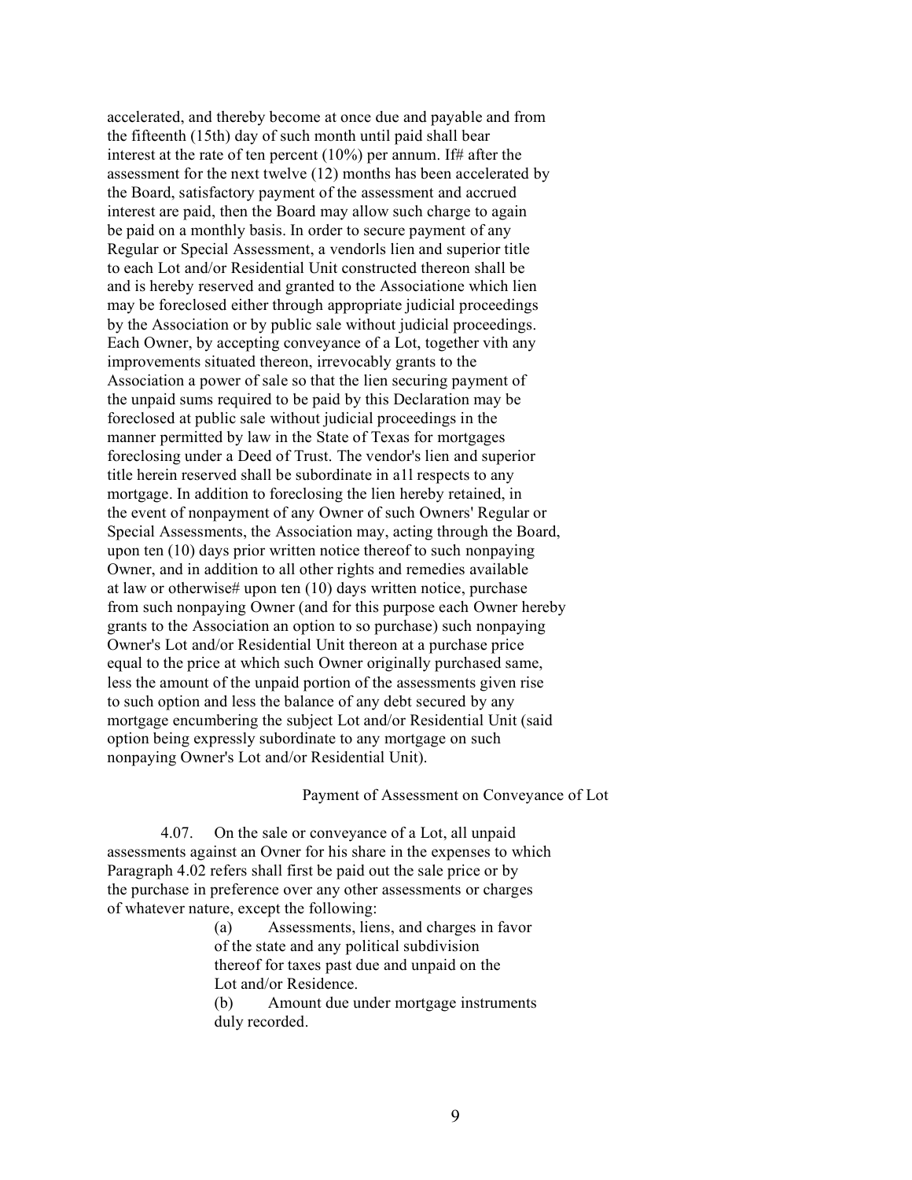accelerated, and thereby become at once due and payable and from the fifteenth (15th) day of such month until paid shall bear interest at the rate of ten percent (10%) per annum. If# after the assessment for the next twelve (12) months has been accelerated by the Board, satisfactory payment of the assessment and accrued interest are paid, then the Board may allow such charge to again be paid on a monthly basis. In order to secure payment of any Regular or Special Assessment, a vendorls lien and superior title to each Lot and/or Residential Unit constructed thereon shall be and is hereby reserved and granted to the Associatione which lien may be foreclosed either through appropriate judicial proceedings by the Association or by public sale without judicial proceedings. Each Owner, by accepting conveyance of a Lot, together vith any improvements situated thereon, irrevocably grants to the Association a power of sale so that the lien securing payment of the unpaid sums required to be paid by this Declaration may be foreclosed at public sale without judicial proceedings in the manner permitted by law in the State of Texas for mortgages foreclosing under a Deed of Trust. The vendor's lien and superior title herein reserved shall be subordinate in a1l respects to any mortgage. In addition to foreclosing the lien hereby retained, in the event of nonpayment of any Owner of such Owners' Regular or Special Assessments, the Association may, acting through the Board, upon ten (10) days prior written notice thereof to such nonpaying Owner, and in addition to all other rights and remedies available at law or otherwise# upon ten (10) days written notice, purchase from such nonpaying Owner (and for this purpose each Owner hereby grants to the Association an option to so purchase) such nonpaying Owner's Lot and/or Residential Unit thereon at a purchase price equal to the price at which such Owner originally purchased same, less the amount of the unpaid portion of the assessments given rise to such option and less the balance of any debt secured by any mortgage encumbering the subject Lot and/or Residential Unit (said option being expressly subordinate to any mortgage on such nonpaying Owner's Lot and/or Residential Unit).

Payment of Assessment on Conveyance of Lot

4.07. On the sale or conveyance of a Lot, all unpaid assessments against an Ovner for his share in the expenses to which Paragraph 4.02 refers shall first be paid out the sale price or by the purchase in preference over any other assessments or charges of whatever nature, except the following:

(a) Assessments, liens, and charges in favor of the state and any political subdivision thereof for taxes past due and unpaid on the Lot and/or Residence.

(b) Amount due under mortgage instruments duly recorded.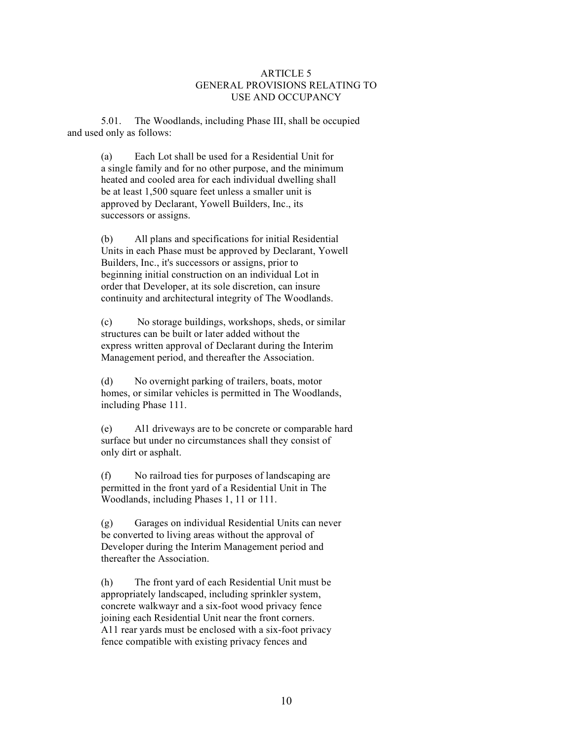# ARTICLE 5
## GENERAL PROVISIONS RELATING TO USE AND OCCUPANCY

5.01. The Woodlands, including Phase III, shall be occupied and used only as follows:

(a) Each Lot shall be used for a Residential Unit for a single family and for no other purpose, and the minimum heated and cooled area for each individual dwelling shall be at least 1,500 square feet unless a smaller unit is approved by Declarant, Yowell Builders, Inc., its successors or assigns.

(b) All plans and specifications for initial Residential Units in each Phase must be approved by Declarant, Yowell Builders, Inc., it's successors or assigns, prior to beginning initial construction on an individual Lot in order that Developer, at its sole discretion, can insure continuity and architectural integrity of The Woodlands.

(c) No storage buildings, workshops, sheds, or similar structures can be built or later added without the express written approval of Declarant during the Interim Management period, and thereafter the Association.

(d) No overnight parking of trailers, boats, motor homes, or similar vehicles is permitted in The Woodlands, including Phase 111.

(e) A1l driveways are to be concrete or comparable hard surface but under no circumstances shall they consist of only dirt or asphalt.

(f) No railroad ties for purposes of landscaping are permitted in the front yard of a Residential Unit in The Woodlands, including Phases 1, 11 or 111.

(g) Garages on individual Residential Units can never be converted to living areas without the approval of Developer during the Interim Management period and thereafter the Association.

(h) The front yard of each Residential Unit must be appropriately landscaped, including sprinkler system, concrete walkwayr and a six-foot wood privacy fence joining each Residential Unit near the front corners. A11 rear yards must be enclosed with a six-foot privacy fence compatible with existing privacy fences and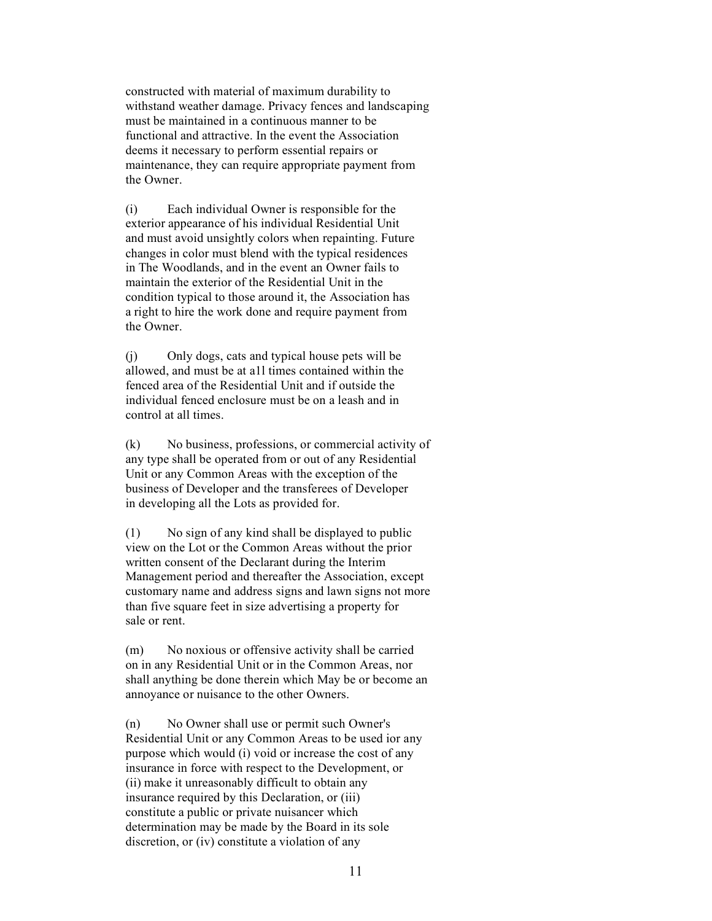constructed with material of maximum durability to withstand weather damage. Privacy fences and landscaping must be maintained in a continuous manner to be functional and attractive. In the event the Association deems it necessary to perform essential repairs or maintenance, they can require appropriate payment from the Owner.

(i) Each individual Owner is responsible for the exterior appearance of his individual Residential Unit and must avoid unsightly colors when repainting. Future changes in color must blend with the typical residences in The Woodlands, and in the event an Owner fails to maintain the exterior of the Residential Unit in the condition typical to those around it, the Association has a right to hire the work done and require payment from the Owner.

(j) Only dogs, cats and typical house pets will be allowed, and must be at a1l times contained within the fenced area of the Residential Unit and if outside the individual fenced enclosure must be on a leash and in control at all times.

(k) No business, professions, or commercial activity of any type shall be operated from or out of any Residential Unit or any Common Areas with the exception of the business of Developer and the transferees of Developer in developing all the Lots as provided for.

(1) No sign of any kind shall be displayed to public view on the Lot or the Common Areas without the prior written consent of the Declarant during the Interim Management period and thereafter the Association, except customary name and address signs and lawn signs not more than five square feet in size advertising a property for sale or rent.

(m) No noxious or offensive activity shall be carried on in any Residential Unit or in the Common Areas, nor shall anything be done therein which May be or become an annoyance or nuisance to the other Owners.

(n) No Owner shall use or permit such Owner's Residential Unit or any Common Areas to be used ior any purpose which would (i) void or increase the cost of any insurance in force with respect to the Development, or (ii) make it unreasonably difficult to obtain any insurance required by this Declaration, or (iii) constitute a public or private nuisancer which determination may be made by the Board in its sole discretion, or (iv) constitute a violation of any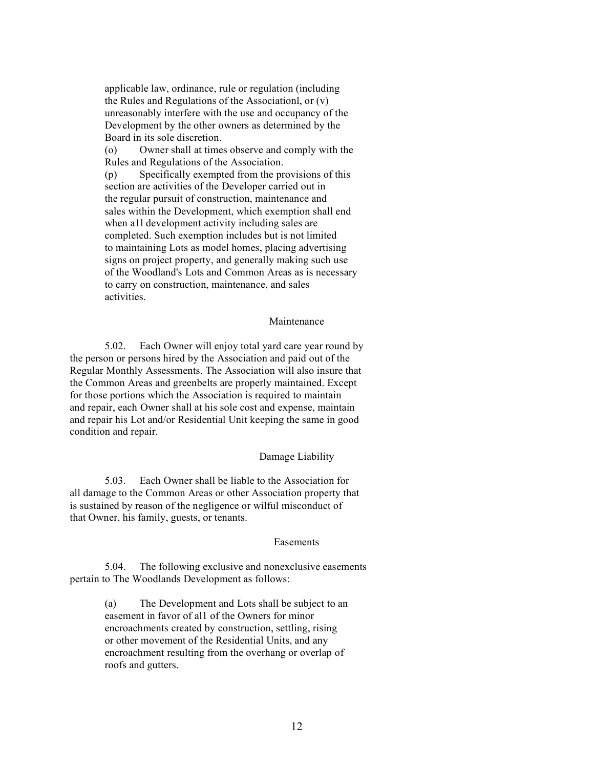applicable law, ordinance, rule or regulation (including the Rules and Regulations of the Associationl, or (v) unreasonably interfere with the use and occupancy of the Development by the other owners as determined by the Board in its sole discretion.

(o) Owner shall at times observe and comply with the Rules and Regulations of the Association.

(p) Specifically exempted from the provisions of this section are activities of the Developer carried out in the regular pursuit of construction, maintenance and sales within the Development, which exemption shall end when a1l development activity including sales are completed. Such exemption includes but is not limited to maintaining Lots as model homes, placing advertising signs on project property, and generally making such use of the Woodland's Lots and Common Areas as is necessary to carry on construction, maintenance, and sales activities.

### Maintenance

5.02. Each Owner will enjoy total yard care year round by the person or persons hired by the Association and paid out of the Regular Monthly Assessments. The Association will also insure that the Common Areas and greenbelts are properly maintained. Except for those portions which the Association is required to maintain and repair, each Owner shall at his sole cost and expense, maintain and repair his Lot and/or Residential Unit keeping the same in good condition and repair.

### Damage Liability

5.03. Each Owner shall be liable to the Association for all damage to the Common Areas or other Association property that is sustained by reason of the negligence or wilful misconduct of that Owner, his family, guests, or tenants.

### Easements

5.04. The following exclusive and nonexclusive easements pertain to The Woodlands Development as follows:

(a) The Development and Lots shall be subject to an easement in favor of a1l of the Owners for minor encroachments created by construction, settling, rising or other movement of the Residential Units, and any encroachment resulting from the overhang or overlap of roofs and gutters.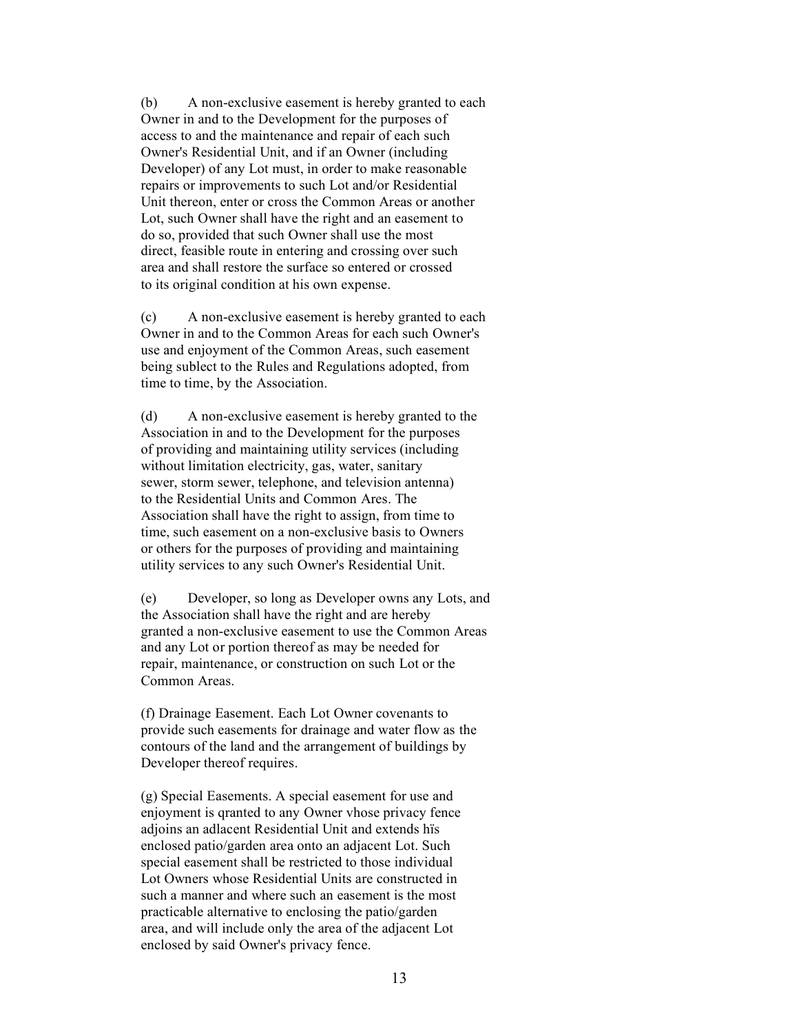(b) A non-exclusive easement is hereby granted to each Owner in and to the Development for the purposes of access to and the maintenance and repair of each such Owner's Residential Unit, and if an Owner (including Developer) of any Lot must, in order to make reasonable repairs or improvements to such Lot and/or Residential Unit thereon, enter or cross the Common Areas or another Lot, such Owner shall have the right and an easement to do so, provided that such Owner shall use the most direct, feasible route in entering and crossing over such area and shall restore the surface so entered or crossed to its original condition at his own expense.

(c) A non-exclusive easement is hereby granted to each Owner in and to the Common Areas for each such Owner's use and enjoyment of the Common Areas, such easement being sublect to the Rules and Regulations adopted, from time to time, by the Association.

(d) A non-exclusive easement is hereby granted to the Association in and to the Development for the purposes of providing and maintaining utility services (including without limitation electricity, gas, water, sanitary sewer, storm sewer, telephone, and television antenna) to the Residential Units and Common Ares. The Association shall have the right to assign, from time to time, such easement on a non-exclusive basis to Owners or others for the purposes of providing and maintaining utility services to any such Owner's Residential Unit.

(e) Developer, so long as Developer owns any Lots, and the Association shall have the right and are hereby granted a non-exclusive easement to use the Common Areas and any Lot or portion thereof as may be needed for repair, maintenance, or construction on such Lot or the Common Areas.

(f) Drainage Easement. Each Lot Owner covenants to provide such easements for drainage and water flow as the contours of the land and the arrangement of buildings by Developer thereof requires.

(g) Special Easements. A special easement for use and enjoyment is qranted to any Owner vhose privacy fence adjoins an adlacent Residential Unit and extends hïs enclosed patio/garden area onto an adjacent Lot. Such special easement shall be restricted to those individual Lot Owners whose Residential Units are constructed in such a manner and where such an easement is the most practicable alternative to enclosing the patio/garden area, and will include only the area of the adjacent Lot enclosed by said Owner's privacy fence.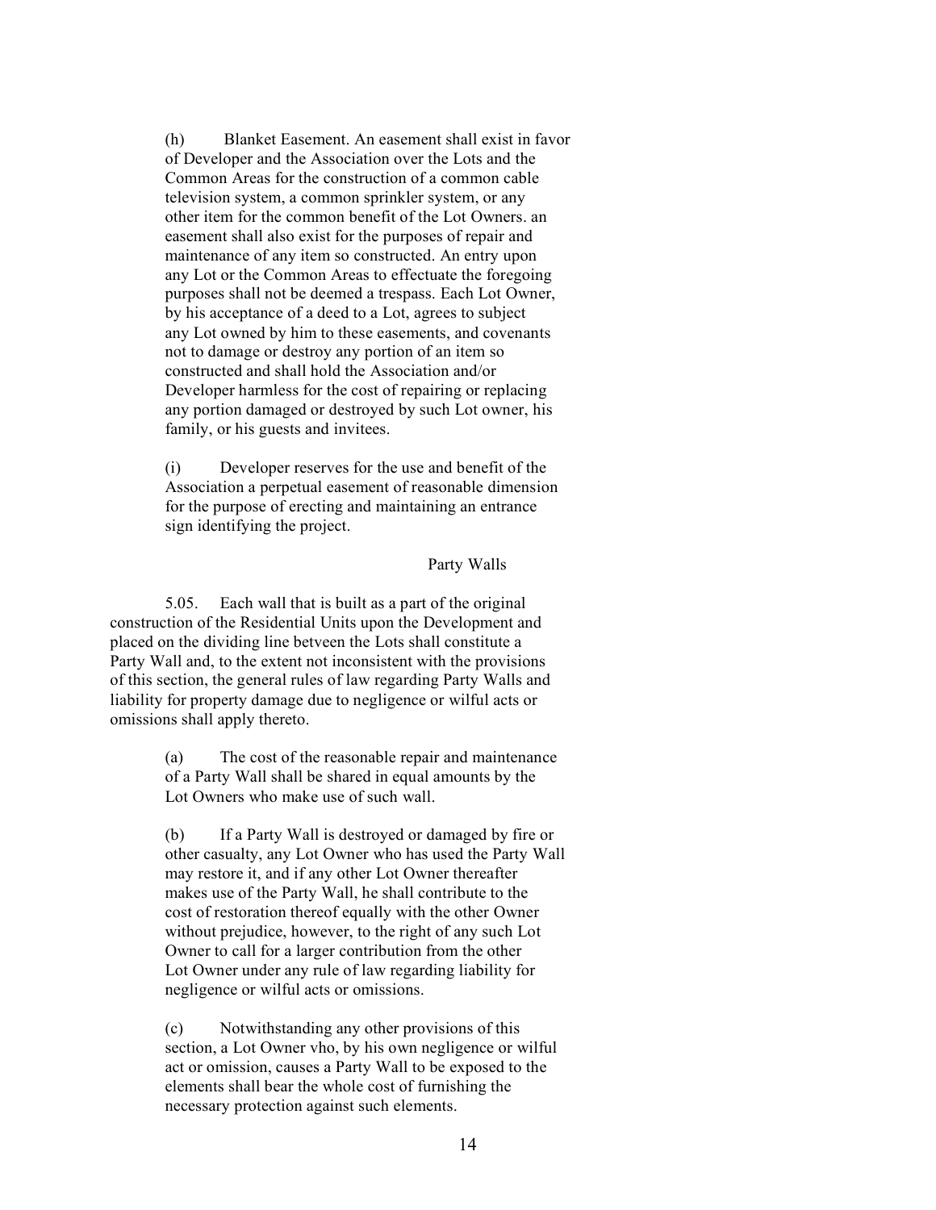(h) Blanket Easement. An easement shall exist in favor of Developer and the Association over the Lots and the Common Areas for the construction of a common cable television system, a common sprinkler system, or any other item for the common benefit of the Lot Owners. an easement shall also exist for the purposes of repair and maintenance of any item so constructed. An entry upon any Lot or the Common Areas to effectuate the foregoing purposes shall not be deemed a trespass. Each Lot Owner, by his acceptance of a deed to a Lot, agrees to subject any Lot owned by him to these easements, and covenants not to damage or destroy any portion of an item so constructed and shall hold the Association and/or Developer harmless for the cost of repairing or replacing any portion damaged or destroyed by such Lot owner, his family, or his guests and invitees.

(i) Developer reserves for the use and benefit of the Association a perpetual easement of reasonable dimension for the purpose of erecting and maintaining an entrance sign identifying the project.

## Party Walls

5.05. Each wall that is built as a part of the original construction of the Residential Units upon the Development and placed on the dividing line betveen the Lots shall constitute a Party Wall and, to the extent not inconsistent with the provisions of this section, the general rules of law regarding Party Walls and liability for property damage due to negligence or wilful acts or omissions shall apply thereto.

(a) The cost of the reasonable repair and maintenance of a Party Wall shall be shared in equal amounts by the Lot Owners who make use of such wall.

(b) If a Party Wall is destroyed or damaged by fire or other casualty, any Lot Owner who has used the Party Wall may restore it, and if any other Lot Owner thereafter makes use of the Party Wall, he shall contribute to the cost of restoration thereof equally with the other Owner without prejudice, however, to the right of any such Lot Owner to call for a larger contribution from the other Lot Owner under any rule of law regarding liability for negligence or wilful acts or omissions.

(c) Notwithstanding any other provisions of this section, a Lot Owner vho, by his own negligence or wilful act or omission, causes a Party Wall to be exposed to the elements shall bear the whole cost of furnishing the necessary protection against such elements.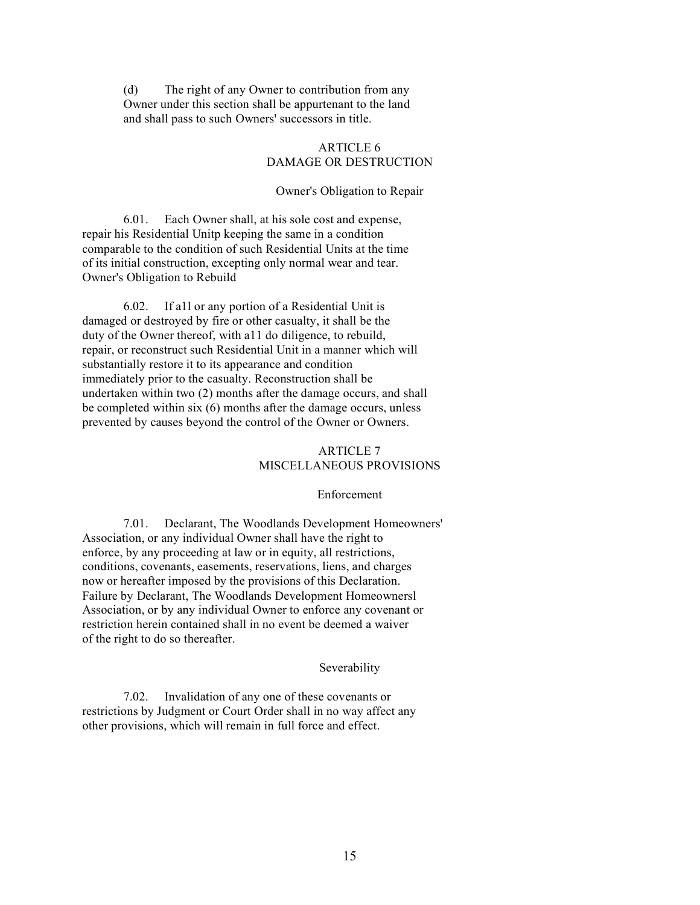(d) The right of any Owner to contribution from any Owner under this section shall be appurtenant to the land and shall pass to such Owners' successors in title.

## ARTICLE 6
## DAMAGE OR DESTRUCTION

### Owner's Obligation to Repair

6.01. Each Owner shall, at his sole cost and expense, repair his Residential Unitp keeping the same in a condition comparable to the condition of such Residential Units at the time of its initial construction, excepting only normal wear and tear.
Owner's Obligation to Rebuild

6.02. If a1l or any portion of a Residential Unit is damaged or destroyed by fire or other casualty, it shall be the duty of the Owner thereof, with a1l do diligence, to rebuild, repair, or reconstruct such Residential Unit in a manner which will substantially restore it to its appearance and condition immediately prior to the casualty. Reconstruction shall be undertaken within two (2) months after the damage occurs, and shall be completed within six (6) months after the damage occurs, unless prevented by causes beyond the control of the Owner or Owners.

## ARTICLE 7
## MISCELLANEOUS PROVISIONS

### Enforcement

7.01. Declarant, The Woodlands Development Homeowners' Association, or any individual Owner shall have the right to enforce, by any proceeding at law or in equity, all restrictions, conditions, covenants, easements, reservations, liens, and charges now or hereafter imposed by the provisions of this Declaration. Failure by Declarant, The Woodlands Development Homeownersl Association, or by any individual Owner to enforce any covenant or restriction herein contained shall in no event be deemed a waiver of the right to do so thereafter.

### Severability

7.02. Invalidation of any one of these covenants or restrictions by Judgment or Court Order shall in no way affect any other provisions, which will remain in full force and effect.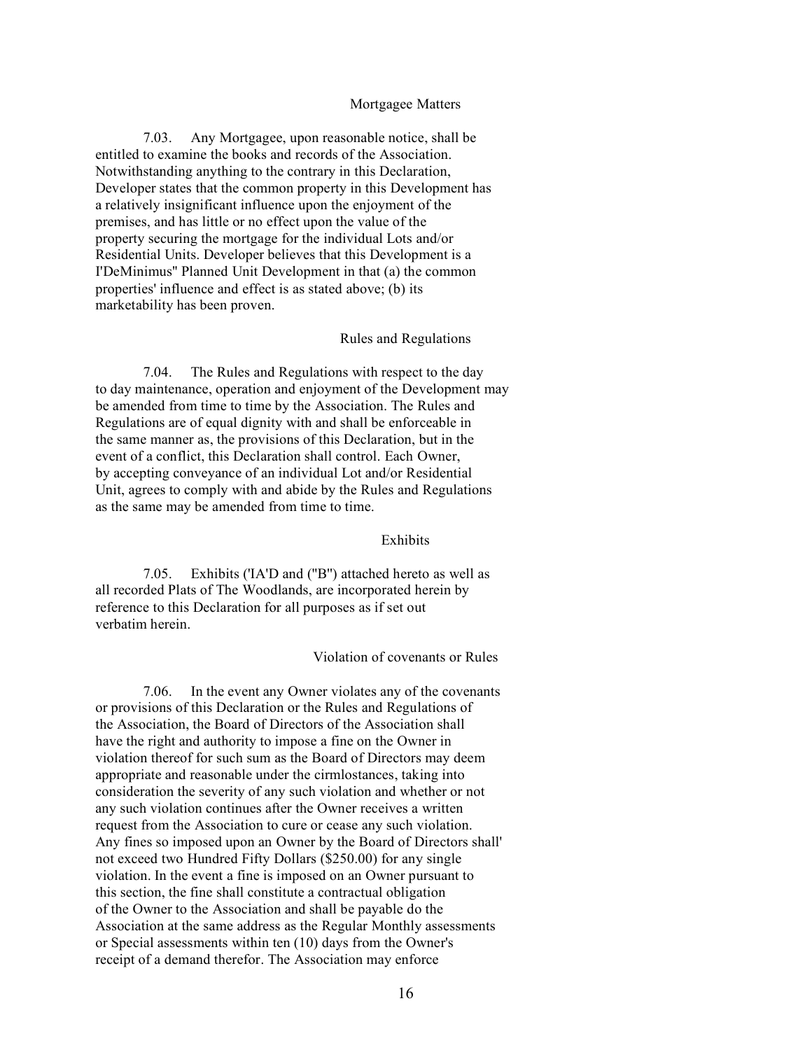### Mortgagee Matters

7.03. Any Mortgagee, upon reasonable notice, shall be entitled to examine the books and records of the Association. Notwithstanding anything to the contrary in this Declaration, Developer states that the common property in this Development has a relatively insignificant influence upon the enjoyment of the premises, and has little or no effect upon the value of the property securing the mortgage for the individual Lots and/or Residential Units. Developer believes that this Development is a I'DeMinimus" Planned Unit Development in that (a) the common properties' influence and effect is as stated above; (b) its marketability has been proven.

### Rules and Regulations

7.04. The Rules and Regulations with respect to the day to day maintenance, operation and enjoyment of the Development may be amended from time to time by the Association. The Rules and Regulations are of equal dignity with and shall be enforceable in the same manner as, the provisions of this Declaration, but in the event of a conflict, this Declaration shall control. Each Owner, by accepting conveyance of an individual Lot and/or Residential Unit, agrees to comply with and abide by the Rules and Regulations as the same may be amended from time to time.

### Exhibits

7.05. Exhibits ('IA'D and ("B") attached hereto as well as all recorded Plats of The Woodlands, are incorporated herein by reference to this Declaration for all purposes as if set out verbatim herein.

### Violation of covenants or Rules

7.06. In the event any Owner violates any of the covenants or provisions of this Declaration or the Rules and Regulations of the Association, the Board of Directors of the Association shall have the right and authority to impose a fine on the Owner in violation thereof for such sum as the Board of Directors may deem appropriate and reasonable under the cirmlostances, taking into consideration the severity of any such violation and whether or not any such violation continues after the Owner receives a written request from the Association to cure or cease any such violation. Any fines so imposed upon an Owner by the Board of Directors shall' not exceed two Hundred Fifty Dollars ($250.00) for any single violation. In the event a fine is imposed on an Owner pursuant to this section, the fine shall constitute a contractual obligation of the Owner to the Association and shall be payable do the Association at the same address as the Regular Monthly assessments or Special assessments within ten (10) days from the Owner's receipt of a demand therefor. The Association may enforce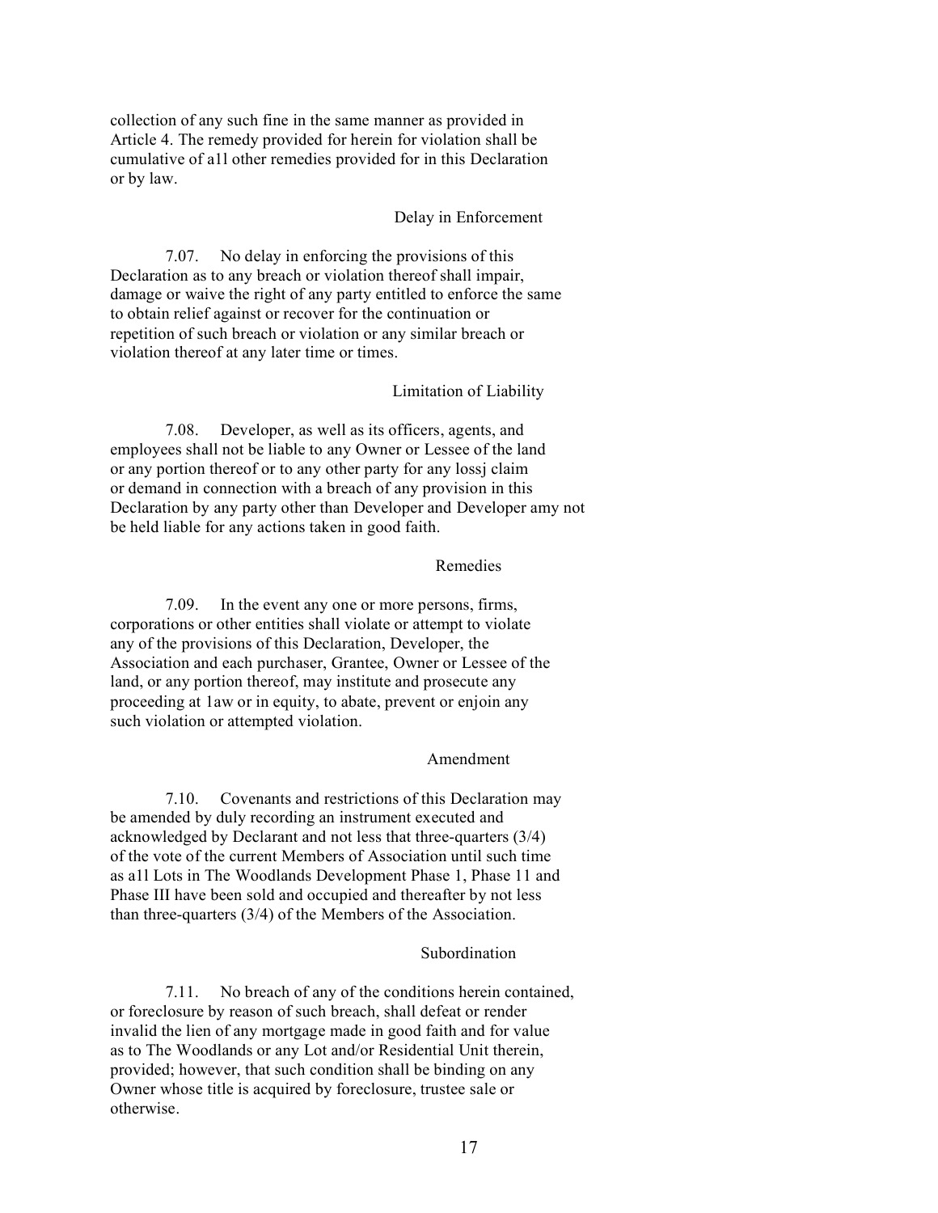collection of any such fine in the same manner as provided in Article 4. The remedy provided for herein for violation shall be cumulative of a1l other remedies provided for in this Declaration or by law.

### Delay in Enforcement

7.07. No delay in enforcing the provisions of this Declaration as to any breach or violation thereof shall impair, damage or waive the right of any party entitled to enforce the same to obtain relief against or recover for the continuation or repetition of such breach or violation or any similar breach or violation thereof at any later time or times.

### Limitation of Liability

7.08. Developer, as well as its officers, agents, and employees shall not be liable to any Owner or Lessee of the land or any portion thereof or to any other party for any lossj claim or demand in connection with a breach of any provision in this Declaration by any party other than Developer and Developer amy not be held liable for any actions taken in good faith.

### Remedies

7.09. In the event any one or more persons, firms, corporations or other entities shall violate or attempt to violate any of the provisions of this Declaration, Developer, the Association and each purchaser, Grantee, Owner or Lessee of the land, or any portion thereof, may institute and prosecute any proceeding at 1aw or in equity, to abate, prevent or enjoin any such violation or attempted violation.

### Amendment

7.10. Covenants and restrictions of this Declaration may be amended by duly recording an instrument executed and acknowledged by Declarant and not less that three-quarters (3/4) of the vote of the current Members of Association until such time as a1l Lots in The Woodlands Development Phase 1, Phase 11 and Phase III have been sold and occupied and thereafter by not less than three-quarters (3/4) of the Members of the Association.

### Subordination

7.11. No breach of any of the conditions herein contained, or foreclosure by reason of such breach, shall defeat or render invalid the lien of any mortgage made in good faith and for value as to The Woodlands or any Lot and/or Residential Unit therein, provided; however, that such condition shall be binding on any Owner whose title is acquired by foreclosure, trustee sale or otherwise.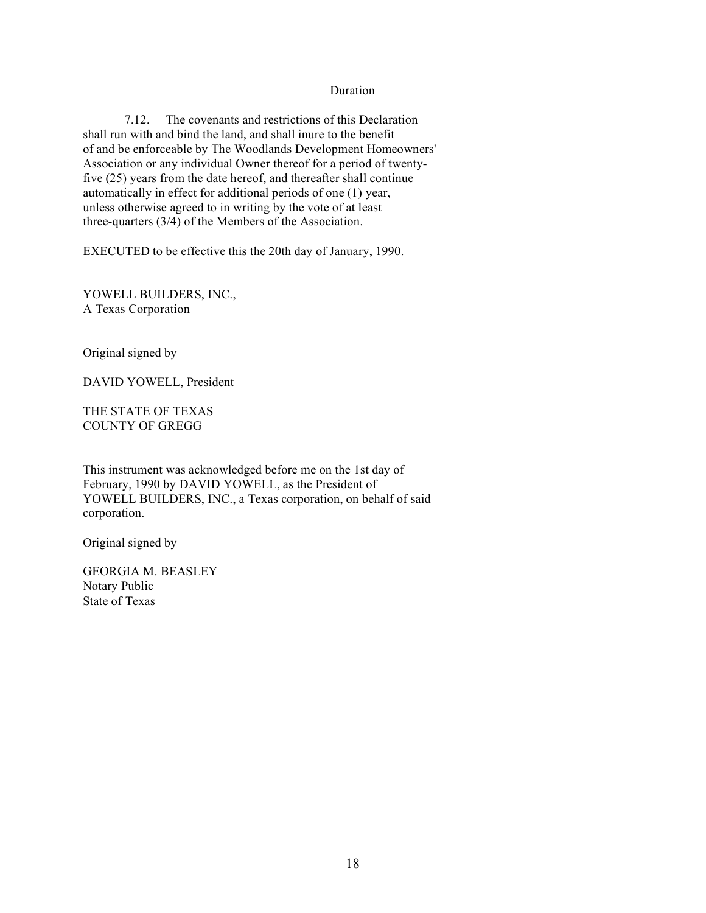### Duration

7.12. The covenants and restrictions of this Declaration shall run with and bind the land, and shall inure to the benefit of and be enforceable by The Woodlands Development Homeowners' Association or any individual Owner thereof for a period of twenty-five (25) years from the date hereof, and thereafter shall continue automatically in effect for additional periods of one (1) year, unless otherwise agreed to in writing by the vote of at least three-quarters (3/4) of the Members of the Association.

EXECUTED to be effective this the 20th day of January, 1990.

YOWELL BUILDERS, INC.,
A Texas Corporation

Original signed by

DAVID YOWELL, President

THE STATE OF TEXAS
COUNTY OF GREGG

This instrument was acknowledged before me on the 1st day of February, 1990 by DAVID YOWELL, as the President of YOWELL BUILDERS, INC., a Texas corporation, on behalf of said corporation.

Original signed by

GEORGIA M. BEASLEY
Notary Public
State of Texas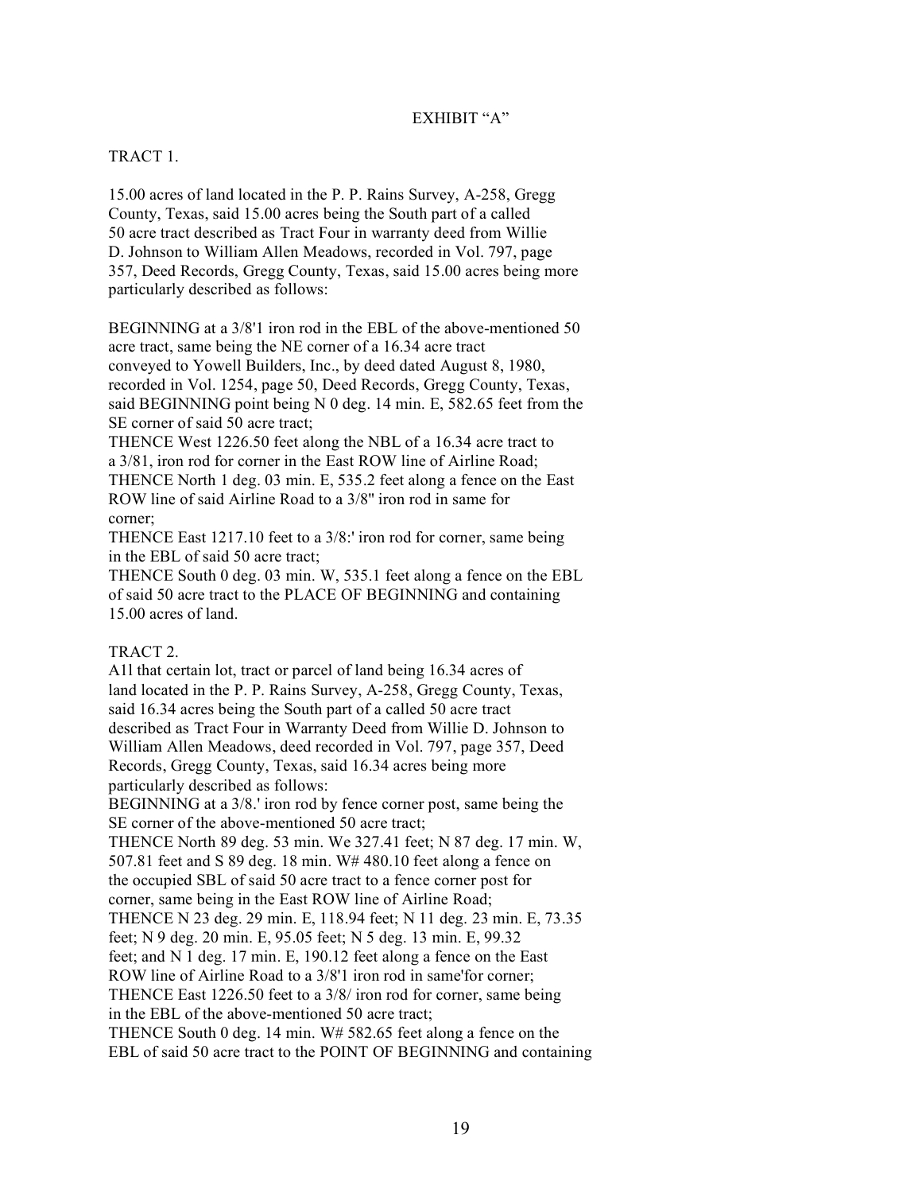EXHIBIT "A"

TRACT 1.

15.00 acres of land located in the P. P. Rains Survey, A-258, Gregg County, Texas, said 15.00 acres being the South part of a called 50 acre tract described as Tract Four in warranty deed from Willie D. Johnson to William Allen Meadows, recorded in Vol. 797, page 357, Deed Records, Gregg County, Texas, said 15.00 acres being more particularly described as follows:

BEGINNING at a 3/8'1 iron rod in the EBL of the above-mentioned 50 acre tract, same being the NE corner of a 16.34 acre tract conveyed to Yowell Builders, Inc., by deed dated August 8, 1980, recorded in Vol. 1254, page 50, Deed Records, Gregg County, Texas, said BEGINNING point being N 0 deg. 14 min. E, 582.65 feet from the SE corner of said 50 acre tract;
THENCE West 1226.50 feet along the NBL of a 16.34 acre tract to a 3/81, iron rod for corner in the East ROW line of Airline Road;
THENCE North 1 deg. 03 min. E, 535.2 feet along a fence on the East ROW line of said Airline Road to a 3/8" iron rod in same for corner;
THENCE East 1217.10 feet to a 3/8:' iron rod for corner, same being in the EBL of said 50 acre tract;
THENCE South 0 deg. 03 min. W, 535.1 feet along a fence on the EBL of said 50 acre tract to the PLACE OF BEGINNING and containing 15.00 acres of land.

TRACT 2.
A1l that certain lot, tract or parcel of land being 16.34 acres of land located in the P. P. Rains Survey, A-258, Gregg County, Texas, said 16.34 acres being the South part of a called 50 acre tract described as Tract Four in Warranty Deed from Willie D. Johnson to William Allen Meadows, deed recorded in Vol. 797, page 357, Deed Records, Gregg County, Texas, said 16.34 acres being more particularly described as follows:
BEGINNING at a 3/8.' iron rod by fence corner post, same being the SE corner of the above-mentioned 50 acre tract;
THENCE North 89 deg. 53 min. We 327.41 feet; N 87 deg. 17 min. W, 507.81 feet and S 89 deg. 18 min. W# 480.10 feet along a fence on the occupied SBL of said 50 acre tract to a fence corner post for corner, same being in the East ROW line of Airline Road;
THENCE N 23 deg. 29 min. E, 118.94 feet; N 11 deg. 23 min. E, 73.35 feet; N 9 deg. 20 min. E, 95.05 feet; N 5 deg. 13 min. E, 99.32 feet; and N 1 deg. 17 min. E, 190.12 feet along a fence on the East ROW line of Airline Road to a 3/8'1 iron rod in same'for corner;
THENCE East 1226.50 feet to a 3/8/ iron rod for corner, same being in the EBL of the above-mentioned 50 acre tract;
THENCE South 0 deg. 14 min. W# 582.65 feet along a fence on the EBL of said 50 acre tract to the POINT OF BEGINNING and containing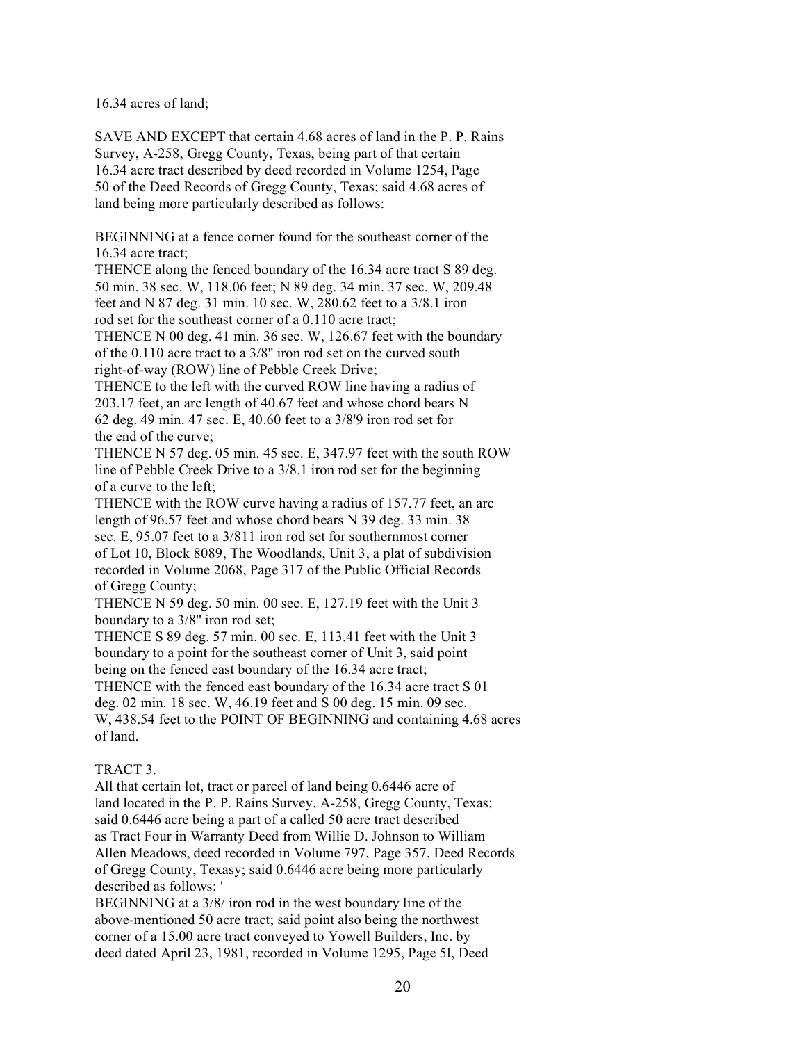16.34 acres of land;

SAVE AND EXCEPT that certain 4.68 acres of land in the P. P. Rains Survey, A-258, Gregg County, Texas, being part of that certain 16.34 acre tract described by deed recorded in Volume 1254, Page 50 of the Deed Records of Gregg County, Texas; said 4.68 acres of land being more particularly described as follows:

BEGINNING at a fence corner found for the southeast corner of the 16.34 acre tract;
THENCE along the fenced boundary of the 16.34 acre tract S 89 deg. 50 min. 38 sec. W, 118.06 feet; N 89 deg. 34 min. 37 sec. W, 209.48 feet and N 87 deg. 31 min. 10 sec. W, 280.62 feet to a 3/8.1 iron rod set for the southeast corner of a 0.110 acre tract;
THENCE N 00 deg. 41 min. 36 sec. W, 126.67 feet with the boundary of the 0.110 acre tract to a 3/8" iron rod set on the curved south right-of-way (ROW) line of Pebble Creek Drive;
THENCE to the left with the curved ROW line having a radius of 203.17 feet, an arc length of 40.67 feet and whose chord bears N 62 deg. 49 min. 47 sec. E, 40.60 feet to a 3/8'9 iron rod set for the end of the curve;
THENCE N 57 deg. 05 min. 45 sec. E, 347.97 feet with the south ROW line of Pebble Creek Drive to a 3/8.1 iron rod set for the beginning of a curve to the left;
THENCE with the ROW curve having a radius of 157.77 feet, an arc length of 96.57 feet and whose chord bears N 39 deg. 33 min. 38 sec. E, 95.07 feet to a 3/811 iron rod set for southernmost corner of Lot 10, Block 8089, The Woodlands, Unit 3, a plat of subdivision recorded in Volume 2068, Page 317 of the Public Official Records of Gregg County;
THENCE N 59 deg. 50 min. 00 sec. E, 127.19 feet with the Unit 3 boundary to a 3/8" iron rod set;
THENCE S 89 deg. 57 min. 00 sec. E, 113.41 feet with the Unit 3 boundary to a point for the southeast corner of Unit 3, said point being on the fenced east boundary of the 16.34 acre tract;
THENCE with the fenced east boundary of the 16.34 acre tract S 01 deg. 02 min. 18 sec. W, 46.19 feet and S 00 deg. 15 min. 09 sec. W, 438.54 feet to the POINT OF BEGINNING and containing 4.68 acres of land.

TRACT 3.
All that certain lot, tract or parcel of land being 0.6446 acre of land located in the P. P. Rains Survey, A-258, Gregg County, Texas; said 0.6446 acre being a part of a called 50 acre tract described as Tract Four in Warranty Deed from Willie D. Johnson to William Allen Meadows, deed recorded in Volume 797, Page 357, Deed Records of Gregg County, Texasy; said 0.6446 acre being more particularly described as follows: '
BEGINNING at a 3/8/ iron rod in the west boundary line of the above-mentioned 50 acre tract; said point also being the northwest corner of a 15.00 acre tract conveyed to Yowell Builders, Inc. by deed dated April 23, 1981, recorded in Volume 1295, Page 5l, Deed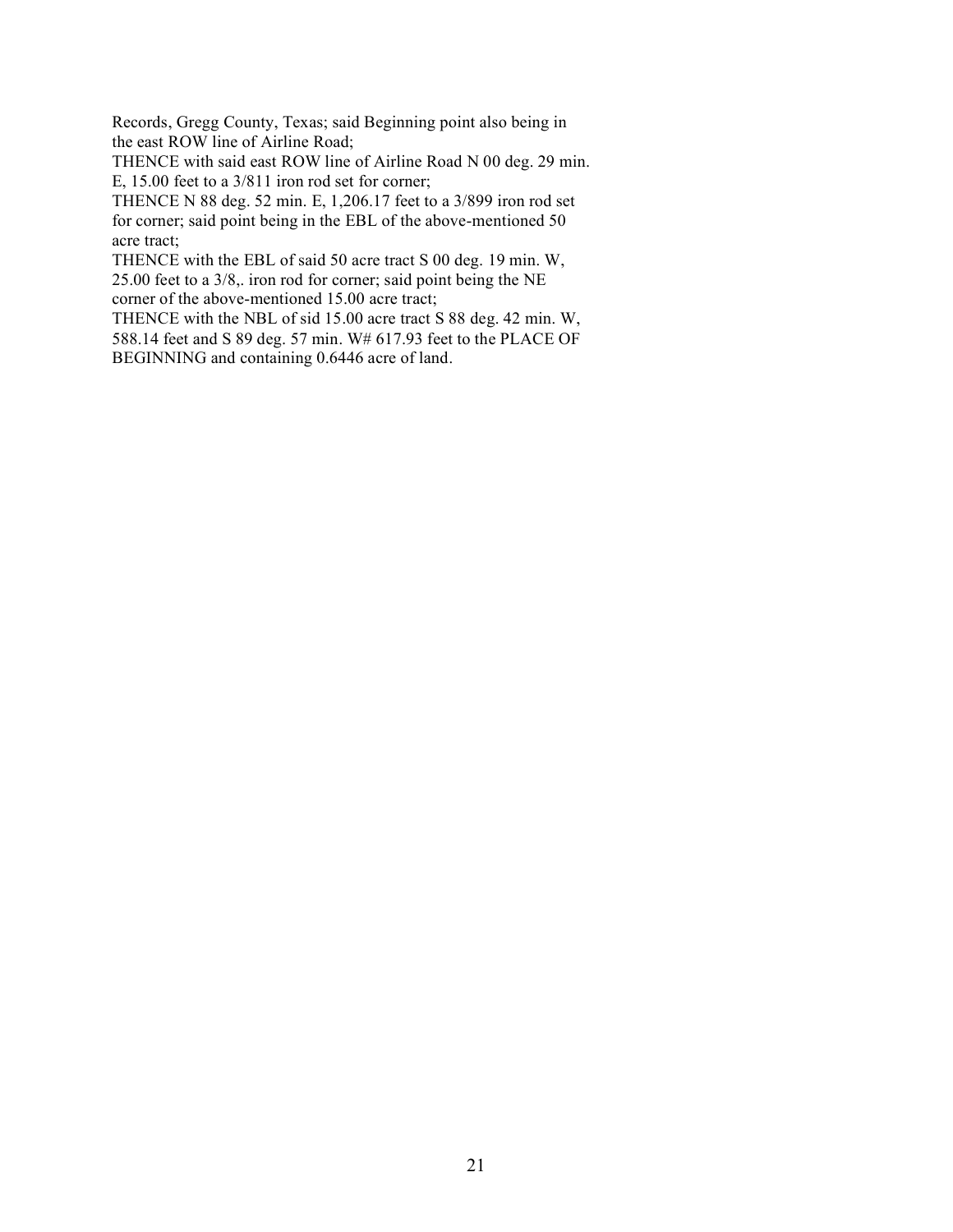Records, Gregg County, Texas; said Beginning point also being in the east ROW line of Airline Road;

THENCE with said east ROW line of Airline Road N 00 deg. 29 min. E, 15.00 feet to a 3/811 iron rod set for corner;

THENCE N 88 deg. 52 min. E, 1,206.17 feet to a 3/899 iron rod set for corner; said point being in the EBL of the above-mentioned 50 acre tract;

THENCE with the EBL of said 50 acre tract S 00 deg. 19 min. W, 25.00 feet to a 3/8,. iron rod for corner; said point being the NE corner of the above-mentioned 15.00 acre tract;

THENCE with the NBL of sid 15.00 acre tract S 88 deg. 42 min. W, 588.14 feet and S 89 deg. 57 min. W# 617.93 feet to the PLACE OF BEGINNING and containing 0.6446 acre of land.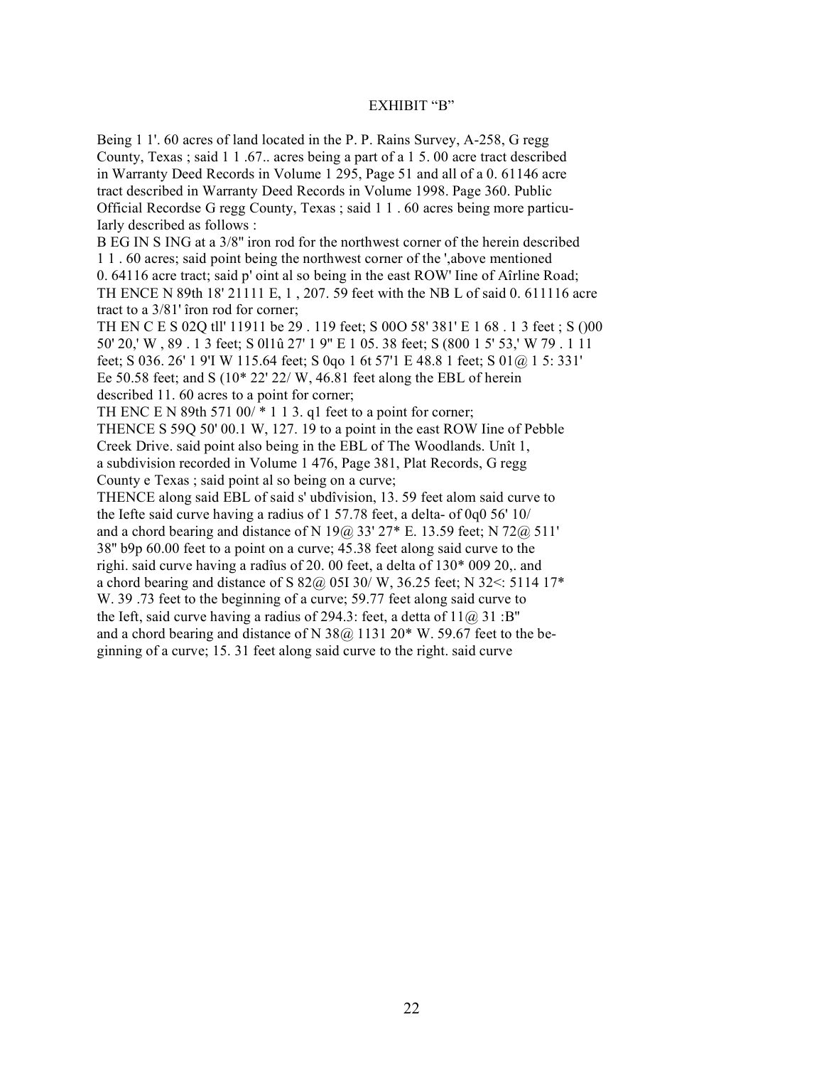EXHIBIT "B"

Being 1 1'. 60 acres of land located in the P. P. Rains Survey, A-258, G regg County, Texas ; said 1 1 .67.. acres being a part of a 1 5. 00 acre tract described in Warranty Deed Records in Volume 1 295, Page 51 and all of a 0. 61146 acre tract described in Warranty Deed Records in Volume 1998. Page 360. Public Official Recordse G regg County, Texas ; said 1 1 . 60 acres being more particu- Iarly described as follows :

B EG IN S ING at a 3/8" iron rod for the northwest corner of the herein described 1 1 . 60 acres; said point being the northwest corner of the ',above mentioned 0. 64116 acre tract; said p' oint al so being in the east ROW' Iine of Aîrline Road;

TH ENCE N 89th 18' 21111 E, 1 , 207. 59 feet with the NB L of said 0. 611116 acre tract to a 3/81' îron rod for corner;

TH EN C E S 02Q tll' 11911 be 29 . 119 feet; S 00O 58' 381' E 1 68 . 1 3 feet ; S ()00 50' 20,' W , 89 . 1 3 feet; S 0l1û 27' 1 9" E 1 05. 38 feet; S (800 1 5' 53,' W 79 . 1 11 feet; S 036. 26' 1 9'I W 115.64 feet; S 0qo 1 6t 57'1 E 48.8 1 feet; S 01@ 1 5: 331' Ee 50.58 feet; and S (10* 22' 22/ W, 46.81 feet along the EBL of herein described 11. 60 acres to a point for corner;

TH ENC E N 89th 571 00/ * 1 1 3. q1 feet to a point for corner;

THENCE S 59Q 50' 00.1 W, 127. 19 to a point in the east ROW Iine of Pebble Creek Drive. said point also being in the EBL of The Woodlands. Unît 1, a subdivision recorded in Volume 1 476, Page 381, Plat Records, G regg County e Texas ; said point al so being on a curve;

THENCE along said EBL of said s' ubdîvision, 13. 59 feet alom said curve to the Iefte said curve having a radius of 1 57.78 feet, a delta- of 0q0 56' 10/ and a chord bearing and distance of N 19@ 33' 27* E. 13.59 feet; N 72@ 511' 38" b9p 60.00 feet to a point on a curve; 45.38 feet along said curve to the righi. said curve having a radîus of 20. 00 feet, a delta of 130* 009 20,. and a chord bearing and distance of S 82@ 05I 30/ W, 36.25 feet; N 32<: 5114 17* W. 39 .73 feet to the beginning of a curve; 59.77 feet along said curve to the Ieft, said curve having a radius of 294.3: feet, a detta of 11@ 31 :B" and a chord bearing and distance of N 38@ 1131 20* W. 59.67 feet to the be- ginning of a curve; 15. 31 feet along said curve to the right. said curve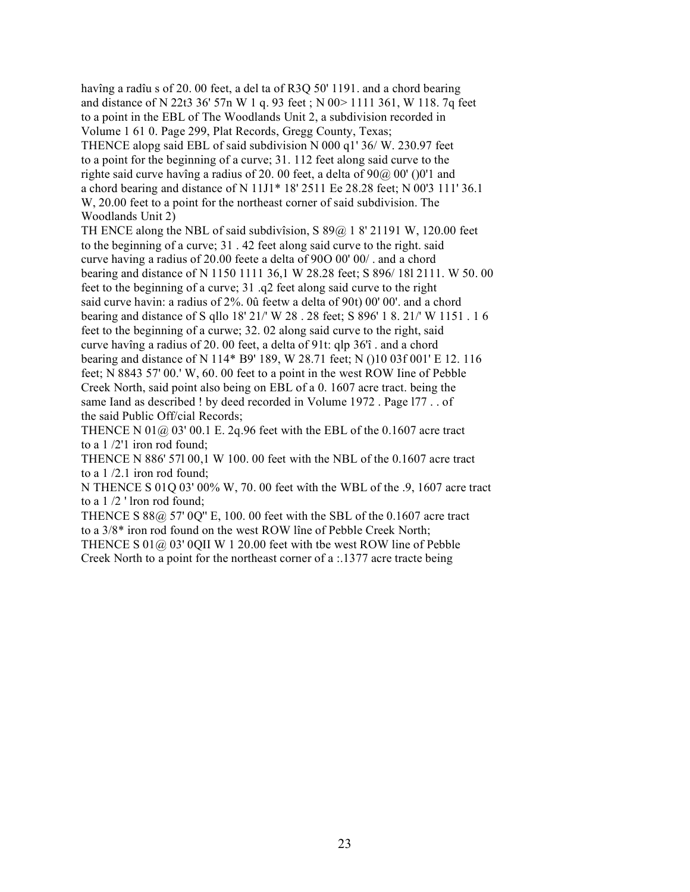havîng a radîu s of 20. 00 feet, a del ta of R3Q 50' 1191. and a chord bearing and distance of N 22t3 36' 57n W 1 q. 93 feet ; N 00> 1111 361, W 118. 7q feet to a point in the EBL of The Woodlands Unit 2, a subdivision recorded in Volume 1 61 0. Page 299, Plat Records, Gregg County, Texas;
THENCE alopg said EBL of said subdivision N 000 q1' 36/ W. 230.97 feet to a point for the beginning of a curve; 31. 112 feet along said curve to the righte said curve havîng a radius of 20. 00 feet, a delta of 90@ 00' ()0'1 and a chord bearing and distance of N 11J1* 18' 2511 Ee 28.28 feet; N 00'3 111' 36.1 W, 20.00 feet to a point for the northeast corner of said subdivision. The Woodlands Unit 2)
TH ENCE along the NBL of said subdivîsion, S 89@ 1 8' 21191 W, 120.00 feet to the beginning of a curve; 31 . 42 feet along said curve to the right. said curve having a radius of 20.00 feete a delta of 90O 00' 00/ . and a chord bearing and distance of N 1150 1111 36,1 W 28.28 feet; S 896/ 18l 2111. W 50. 00 feet to the beginning of a curve; 31 .q2 feet along said curve to the right said curve havin: a radius of 2%. 0û feetw a delta of 90t) 00' 00'. and a chord bearing and distance of S qllo 18' 21/' W 28 . 28 feet; S 896' 1 8. 21/' W 1151 . 1 6 feet to the beginning of a curwe; 32. 02 along said curve to the right, said curve havîng a radius of 20. 00 feet, a delta of 91t: qlp 36'î . and a chord bearing and distance of N 114* B9' 189, W 28.71 feet; N ()10 03f 001' E 12. 116 feet; N 8843 57' 00.' W, 60. 00 feet to a point in the west ROW Iine of Pebble Creek North, said point also being on EBL of a 0. 1607 acre tract. being the same Iand as described ! by deed recorded in Volume 1972 . Page l77 . . of the said Public Off/cial Records;
THENCE N 01@ 03' 00.1 E. 2q.96 feet with the EBL of the 0.1607 acre tract to a 1 /2'1 iron rod found;
THENCE N 886' 57l 00,1 W 100. 00 feet with the NBL of the 0.1607 acre tract to a 1 /2.1 iron rod found;
N THENCE S 01Q 03' 00% W, 70. 00 feet wîth the WBL of the .9, 1607 acre tract to a 1 /2 ' lron rod found;
THENCE S 88@ 57' 0Q'' E, 100. 00 feet with the SBL of the 0.1607 acre tract to a 3/8* iron rod found on the west ROW lîne of Pebble Creek North;
THENCE S 01@ 03' 0QII W 1 20.00 feet with tbe west ROW line of Pebble Creek North to a point for the northeast corner of a :.1377 acre tracte being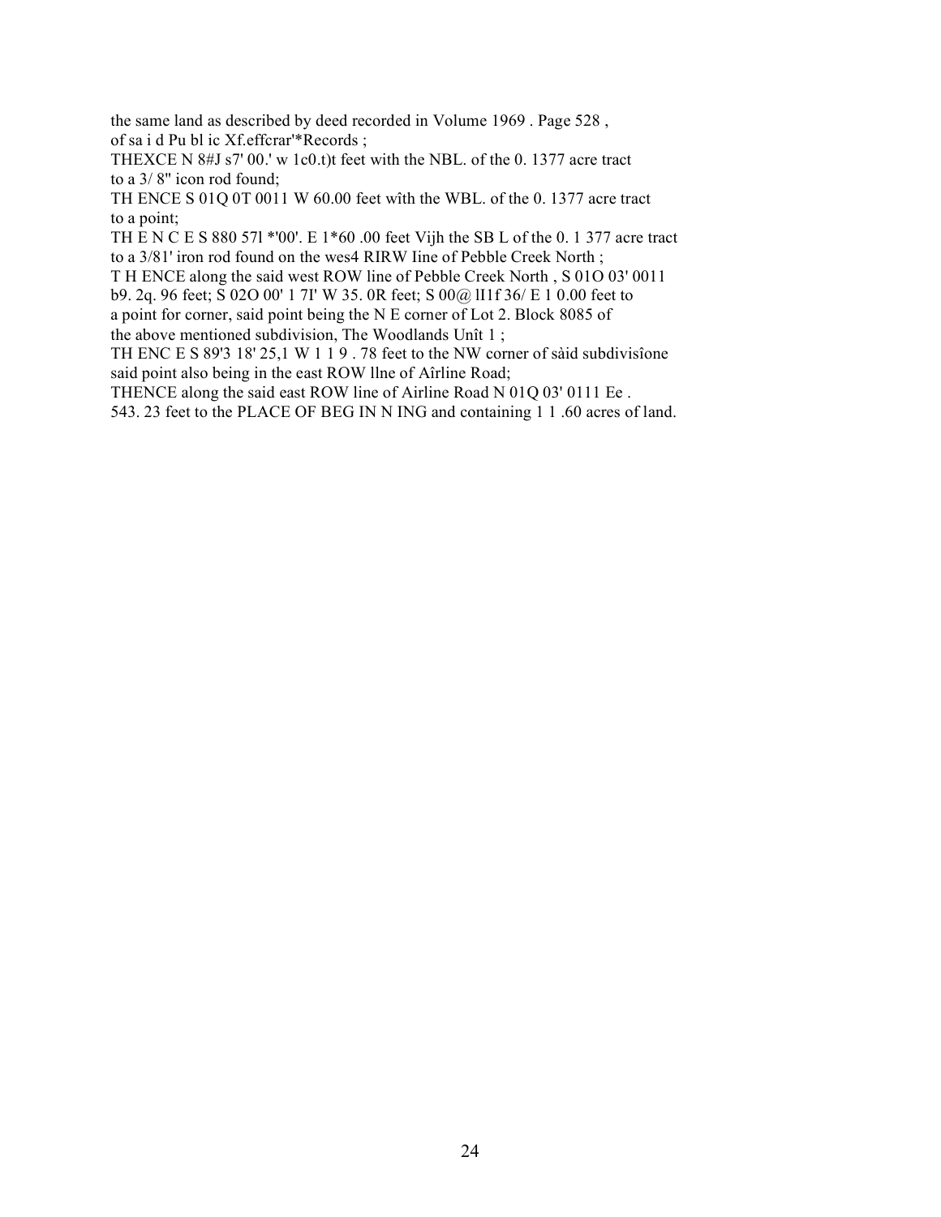the same land as described by deed recorded in Volume 1969 . Page 528 ,
of sa i d Pu bl ic Xf.effcrar'*Records ;
THEXCE N 8#J s7' 00.' w 1c0.t)t feet with the NBL. of the 0. 1377 acre tract
to a 3/ 8" icon rod found;
TH ENCE S 01Q 0T 0011 W 60.00 feet wîth the WBL. of the 0. 1377 acre tract
to a point;
TH E N C E S 880 57l *'00'. E 1*60 .00 feet Vijh the SB L of the 0. 1 377 acre tract
to a 3/81' iron rod found on the wes4 RIRW Iine of Pebble Creek North ;
T H ENCE along the said west ROW line of Pebble Creek North , S 01O 03' 0011
b9. 2q. 96 feet; S 02O 00' 1 7I' W 35. 0R feet; S 00@ lI1f 36/ E 1 0.00 feet to
a point for corner, said point being the N E corner of Lot 2. Block 8085 of
the above mentioned subdivision, The Woodlands Unît 1 ;
TH ENC E S 89'3 18' 25,1 W 1 1 9 . 78 feet to the NW corner of sàid subdivisîone
said point also being in the east ROW llne of Aîrline Road;
THENCE along the said east ROW line of Airline Road N 01Q 03' 0111 Ee .
543. 23 feet to the PLACE OF BEG IN N ING and containing 1 1 .60 acres of land.